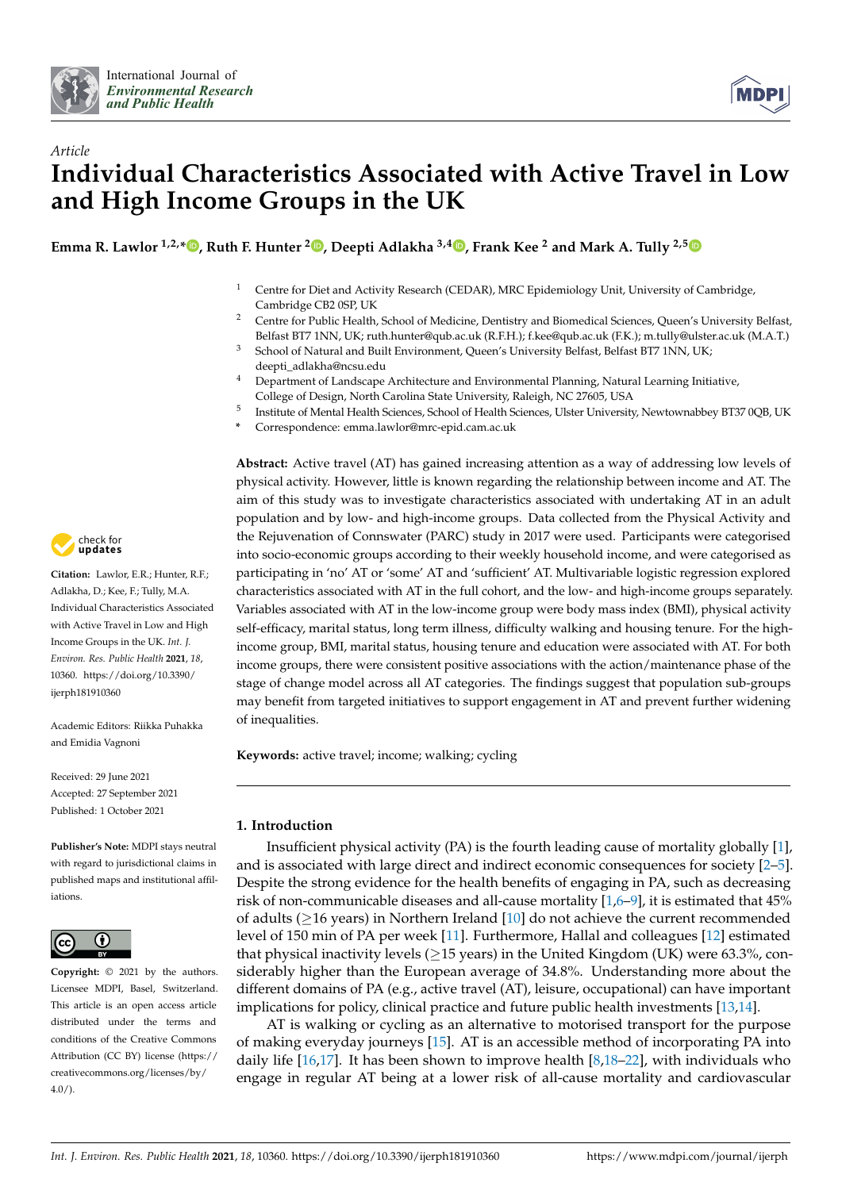*Article*

# Individual Characteristics Associated with Active Travel in Low and High Income Groups in the UK

**Emma R. Lawlor [1,2,*], Ruth F. Hunter [2], Deepti Adlakha [3,4], Frank Kee [2] and Mark A. Tully [2,5]**

[1] Centre for Diet and Activity Research (CEDAR), MRC Epidemiology Unit, University of Cambridge, Cambridge CB2 0SP, UK

[2] Centre for Public Health, School of Medicine, Dentistry and Biomedical Sciences, Queen's University Belfast, Belfast BT7 1NN, UK; ruth.hunter@qub.ac.uk (R.F.H.); f.kee@qub.ac.uk (F.K.); m.tully@ulster.ac.uk (M.A.T.)

[3] School of Natural and Built Environment, Queen's University Belfast, Belfast BT7 1NN, UK; deepti_adlakha@ncsu.edu

[4] Department of Landscape Architecture and Environmental Planning, Natural Learning Initiative, College of Design, North Carolina State University, Raleigh, NC 27605, USA

[5] Institute of Mental Health Sciences, School of Health Sciences, Ulster University, Newtownabbey BT37 0QB, UK

[*] Correspondence: emma.lawlor@mrc-epid.cam.ac.uk

**Citation:** Lawlor, E.R.; Hunter, R.F.; Adlakha, D.; Kee, F.; Tully, M.A. Individual Characteristics Associated with Active Travel in Low and High Income Groups in the UK. *Int. J. Environ. Res. Public Health* **2021**, *18*, 10360. https://doi.org/10.3390/ijerph181910360

Academic Editors: Riikka Puhakka and Emidia Vagnoni

Received: 29 June 2021
Accepted: 27 September 2021
Published: 1 October 2021

**Publisher's Note:** MDPI stays neutral with regard to jurisdictional claims in published maps and institutional affiliations.

**Copyright:** © 2021 by the authors. Licensee MDPI, Basel, Switzerland. This article is an open access article distributed under the terms and conditions of the Creative Commons Attribution (CC BY) license (https://creativecommons.org/licenses/by/4.0/).

**Abstract:** Active travel (AT) has gained increasing attention as a way of addressing low levels of physical activity. However, little is known regarding the relationship between income and AT. The aim of this study was to investigate characteristics associated with undertaking AT in an adult population and by low- and high-income groups. Data collected from the Physical Activity and the Rejuvenation of Connswater (PARC) study in 2017 were used. Participants were categorised into socio-economic groups according to their weekly household income, and were categorised as participating in 'no' AT or 'some' AT and 'sufficient' AT. Multivariable logistic regression explored characteristics associated with AT in the full cohort, and the low- and high-income groups separately. Variables associated with AT in the low-income group were body mass index (BMI), physical activity self-efficacy, marital status, long term illness, difficulty walking and housing tenure. For the high-income group, BMI, marital status, housing tenure and education were associated with AT. For both income groups, there were consistent positive associations with the action/maintenance phase of the stage of change model across all AT categories. The findings suggest that population sub-groups may benefit from targeted initiatives to support engagement in AT and prevent further widening of inequalities.

**Keywords:** active travel; income; walking; cycling

## 1. Introduction

Insufficient physical activity (PA) is the fourth leading cause of mortality globally [1], and is associated with large direct and indirect economic consequences for society [2–5]. Despite the strong evidence for the health benefits of engaging in PA, such as decreasing risk of non-communicable diseases and all-cause mortality [1,6–9], it is estimated that 45% of adults ($\geq$16 years) in Northern Ireland [10] do not achieve the current recommended level of 150 min of PA per week [11]. Furthermore, Hallal and colleagues [12] estimated that physical inactivity levels ($\geq$15 years) in the United Kingdom (UK) were 63.3%, considerably higher than the European average of 34.8%. Understanding more about the different domains of PA (e.g., active travel (AT), leisure, occupational) can have important implications for policy, clinical practice and future public health investments [13,14].

AT is walking or cycling as an alternative to motorised transport for the purpose of making everyday journeys [15]. AT is an accessible method of incorporating PA into daily life [16,17]. It has been shown to improve health [8,18–22], with individuals who engage in regular AT being at a lower risk of all-cause mortality and cardiovascular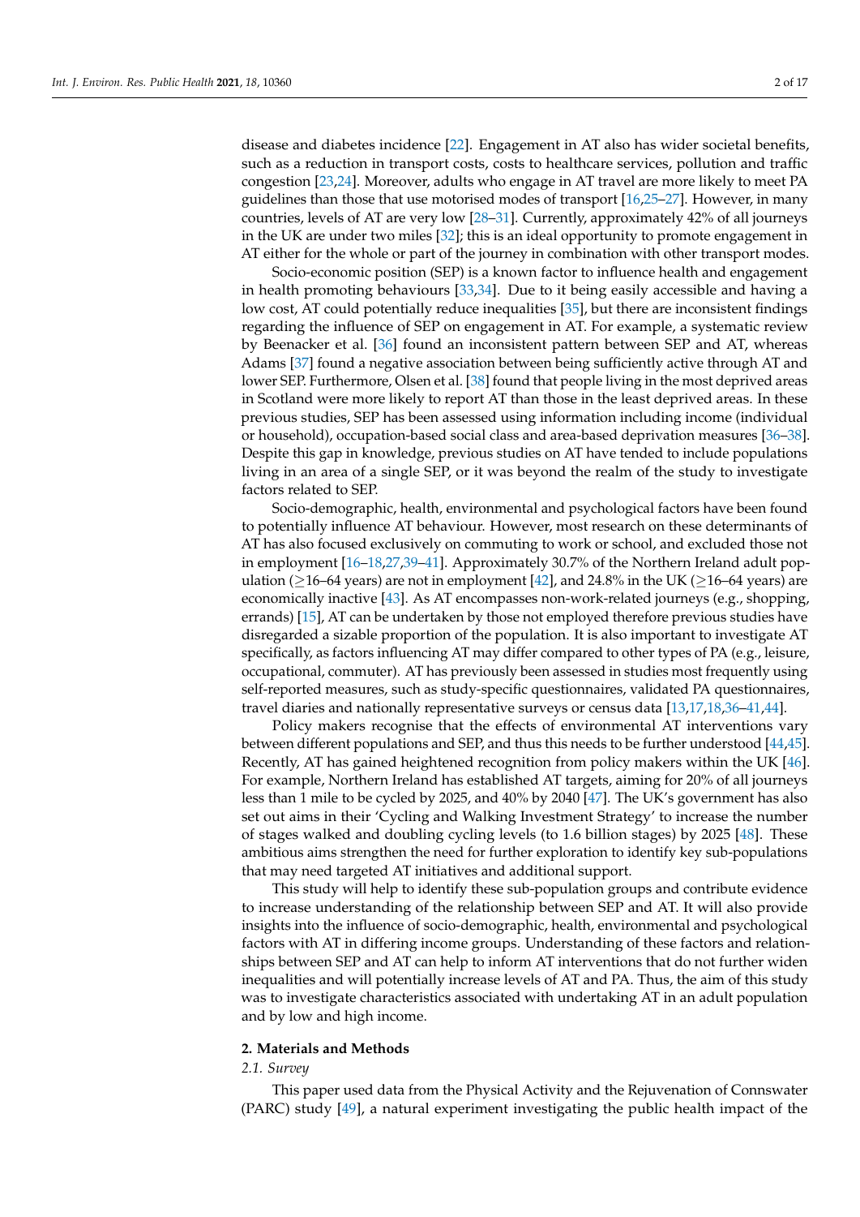disease and diabetes incidence [22]. Engagement in AT also has wider societal benefits, such as a reduction in transport costs, costs to healthcare services, pollution and traffic congestion [23,24]. Moreover, adults who engage in AT travel are more likely to meet PA guidelines than those that use motorised modes of transport [16,25–27]. However, in many countries, levels of AT are very low [28–31]. Currently, approximately 42% of all journeys in the UK are under two miles [32]; this is an ideal opportunity to promote engagement in AT either for the whole or part of the journey in combination with other transport modes.

Socio-economic position (SEP) is a known factor to influence health and engagement in health promoting behaviours [33,34]. Due to it being easily accessible and having a low cost, AT could potentially reduce inequalities [35], but there are inconsistent findings regarding the influence of SEP on engagement in AT. For example, a systematic review by Beenacker et al. [36] found an inconsistent pattern between SEP and AT, whereas Adams [37] found a negative association between being sufficiently active through AT and lower SEP. Furthermore, Olsen et al. [38] found that people living in the most deprived areas in Scotland were more likely to report AT than those in the least deprived areas. In these previous studies, SEP has been assessed using information including income (individual or household), occupation-based social class and area-based deprivation measures [36–38]. Despite this gap in knowledge, previous studies on AT have tended to include populations living in an area of a single SEP, or it was beyond the realm of the study to investigate factors related to SEP.

Socio-demographic, health, environmental and psychological factors have been found to potentially influence AT behaviour. However, most research on these determinants of AT has also focused exclusively on commuting to work or school, and excluded those not in employment [16–18,27,39–41]. Approximately 30.7% of the Northern Ireland adult population (≥16–64 years) are not in employment [42], and 24.8% in the UK (≥16–64 years) are economically inactive [43]. As AT encompasses non-work-related journeys (e.g., shopping, errands) [15], AT can be undertaken by those not employed therefore previous studies have disregarded a sizable proportion of the population. It is also important to investigate AT specifically, as factors influencing AT may differ compared to other types of PA (e.g., leisure, occupational, commuter). AT has previously been assessed in studies most frequently using self-reported measures, such as study-specific questionnaires, validated PA questionnaires, travel diaries and nationally representative surveys or census data [13,17,18,36–41,44].

Policy makers recognise that the effects of environmental AT interventions vary between different populations and SEP, and thus this needs to be further understood [44,45]. Recently, AT has gained heightened recognition from policy makers within the UK [46]. For example, Northern Ireland has established AT targets, aiming for 20% of all journeys less than 1 mile to be cycled by 2025, and 40% by 2040 [47]. The UK's government has also set out aims in their 'Cycling and Walking Investment Strategy' to increase the number of stages walked and doubling cycling levels (to 1.6 billion stages) by 2025 [48]. These ambitious aims strengthen the need for further exploration to identify key sub-populations that may need targeted AT initiatives and additional support.

This study will help to identify these sub-population groups and contribute evidence to increase understanding of the relationship between SEP and AT. It will also provide insights into the influence of socio-demographic, health, environmental and psychological factors with AT in differing income groups. Understanding of these factors and relationships between SEP and AT can help to inform AT interventions that do not further widen inequalities and will potentially increase levels of AT and PA. Thus, the aim of this study was to investigate characteristics associated with undertaking AT in an adult population and by low and high income.

## 2. Materials and Methods

### 2.1. Survey

This paper used data from the Physical Activity and the Rejuvenation of Connswater (PARC) study [49], a natural experiment investigating the public health impact of the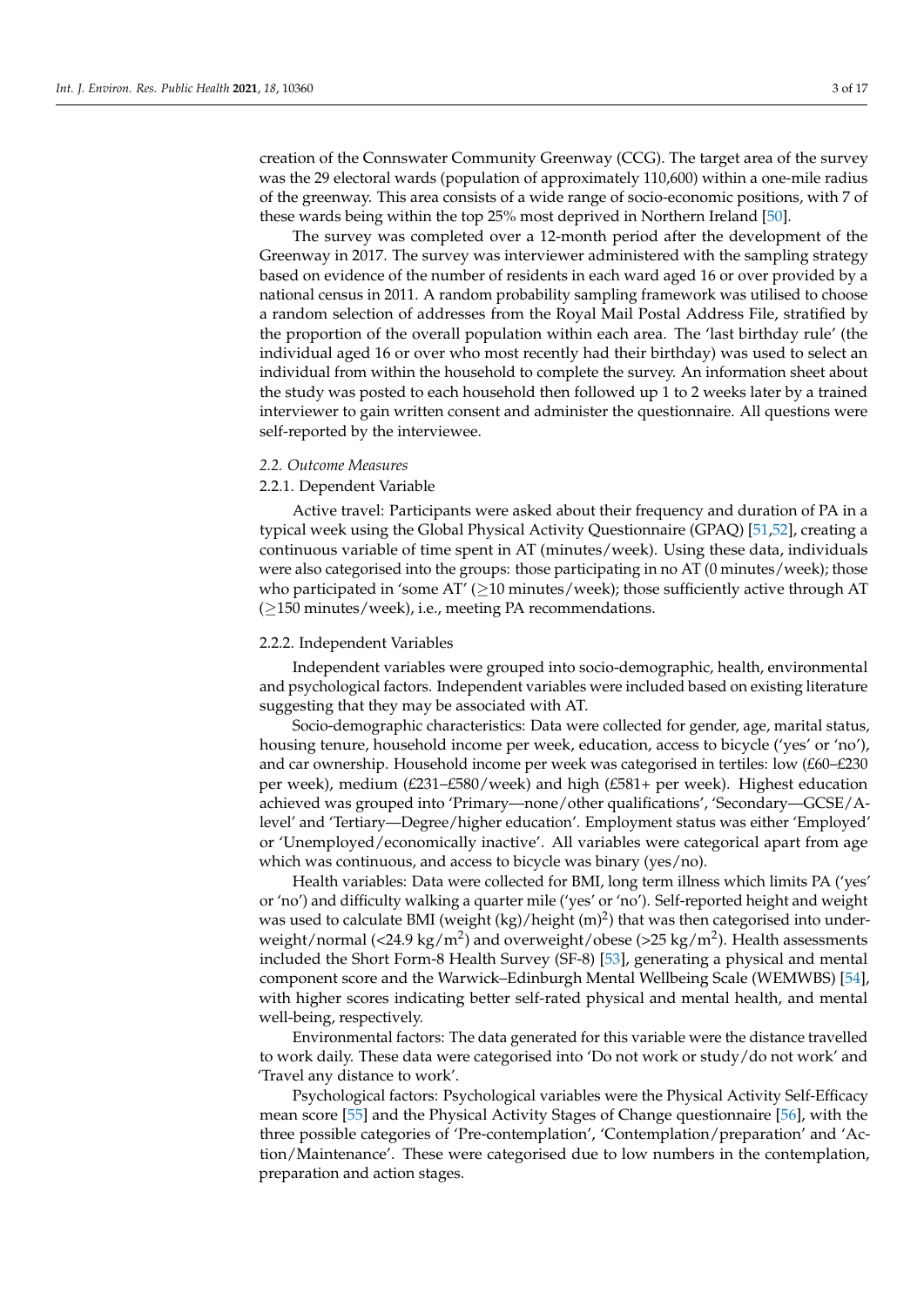creation of the Connswater Community Greenway (CCG). The target area of the survey was the 29 electoral wards (population of approximately 110,600) within a one-mile radius of the greenway. This area consists of a wide range of socio-economic positions, with 7 of these wards being within the top 25% most deprived in Northern Ireland [50].

The survey was completed over a 12-month period after the development of the Greenway in 2017. The survey was interviewer administered with the sampling strategy based on evidence of the number of residents in each ward aged 16 or over provided by a national census in 2011. A random probability sampling framework was utilised to choose a random selection of addresses from the Royal Mail Postal Address File, stratified by the proportion of the overall population within each area. The 'last birthday rule' (the individual aged 16 or over who most recently had their birthday) was used to select an individual from within the household to complete the survey. An information sheet about the study was posted to each household then followed up 1 to 2 weeks later by a trained interviewer to gain written consent and administer the questionnaire. All questions were self-reported by the interviewee.

### *2.2. Outcome Measures*

#### 2.2.1. Dependent Variable

Active travel: Participants were asked about their frequency and duration of PA in a typical week using the Global Physical Activity Questionnaire (GPAQ) [51,52], creating a continuous variable of time spent in AT (minutes/week). Using these data, individuals were also categorised into the groups: those participating in no AT (0 minutes/week); those who participated in 'some AT' ($\geq$10 minutes/week); those sufficiently active through AT ($\geq$150 minutes/week), i.e., meeting PA recommendations.

#### 2.2.2. Independent Variables

Independent variables were grouped into socio-demographic, health, environmental and psychological factors. Independent variables were included based on existing literature suggesting that they may be associated with AT.

Socio-demographic characteristics: Data were collected for gender, age, marital status, housing tenure, household income per week, education, access to bicycle ('yes' or 'no'), and car ownership. Household income per week was categorised in tertiles: low (£60–£230 per week), medium (£231–£580/week) and high (£581+ per week). Highest education achieved was grouped into 'Primary—none/other qualifications', 'Secondary—GCSE/A-level' and 'Tertiary—Degree/higher education'. Employment status was either 'Employed' or 'Unemployed/economically inactive'. All variables were categorical apart from age which was continuous, and access to bicycle was binary (yes/no).

Health variables: Data were collected for BMI, long term illness which limits PA ('yes' or 'no') and difficulty walking a quarter mile ('yes' or 'no'). Self-reported height and weight was used to calculate BMI (weight (kg)/height $(\text{m})^2$) that was then categorised into underweight/normal (<24.9 kg/m$^2$) and overweight/obese (>25 kg/m$^2$). Health assessments included the Short Form-8 Health Survey (SF-8) [53], generating a physical and mental component score and the Warwick–Edinburgh Mental Wellbeing Scale (WEMWBS) [54], with higher scores indicating better self-rated physical and mental health, and mental well-being, respectively.

Environmental factors: The data generated for this variable were the distance travelled to work daily. These data were categorised into 'Do not work or study/do not work' and 'Travel any distance to work'.

Psychological factors: Psychological variables were the Physical Activity Self-Efficacy mean score [55] and the Physical Activity Stages of Change questionnaire [56], with the three possible categories of 'Pre-contemplation', 'Contemplation/preparation' and 'Action/Maintenance'. These were categorised due to low numbers in the contemplation, preparation and action stages.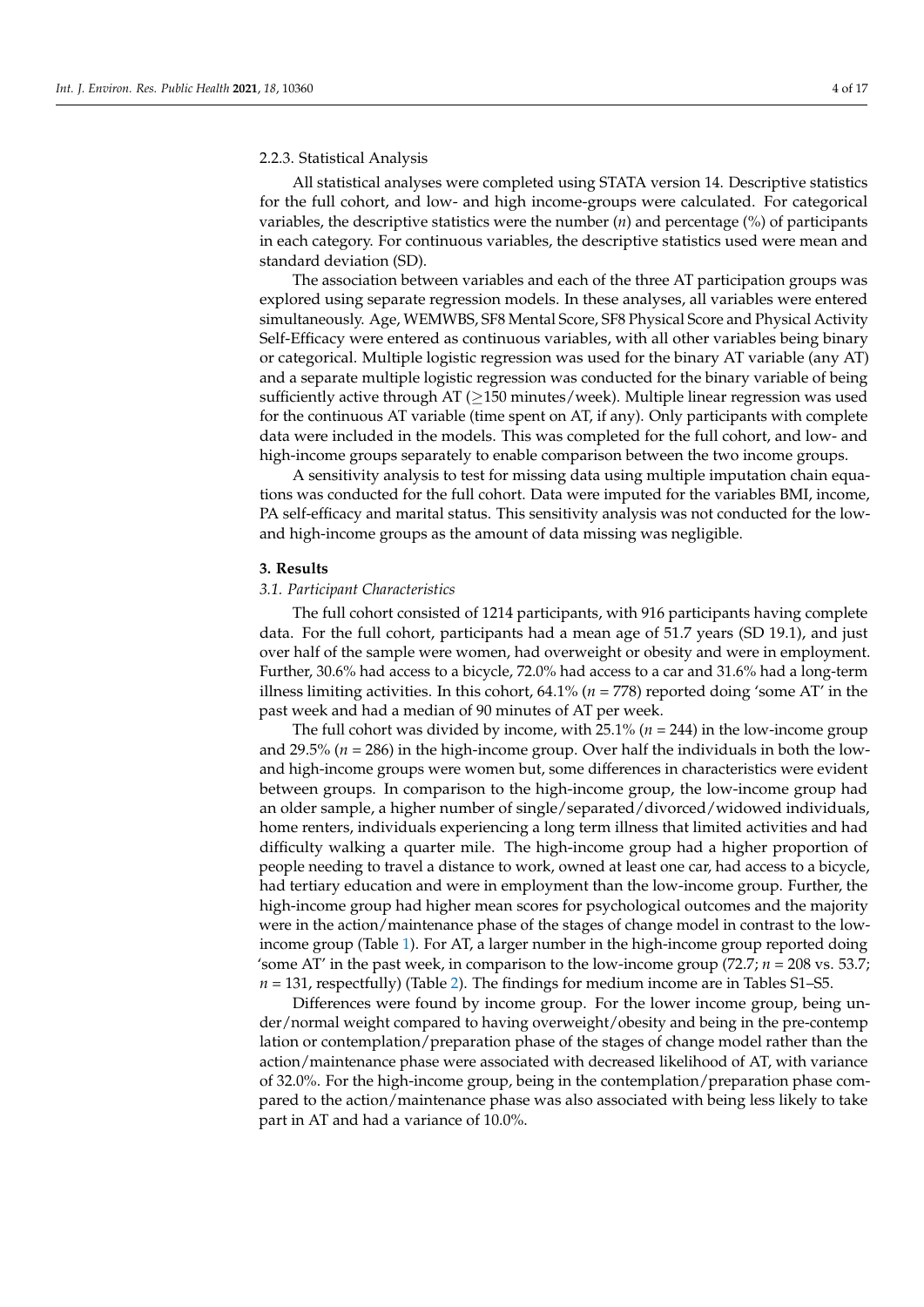#### 2.2.3. Statistical Analysis

All statistical analyses were completed using STATA version 14. Descriptive statistics for the full cohort, and low- and high income-groups were calculated. For categorical variables, the descriptive statistics were the number (*n*) and percentage (%) of participants in each category. For continuous variables, the descriptive statistics used were mean and standard deviation (SD).

The association between variables and each of the three AT participation groups was explored using separate regression models. In these analyses, all variables were entered simultaneously. Age, WEMWBS, SF8 Mental Score, SF8 Physical Score and Physical Activity Self-Efficacy were entered as continuous variables, with all other variables being binary or categorical. Multiple logistic regression was used for the binary AT variable (any AT) and a separate multiple logistic regression was conducted for the binary variable of being sufficiently active through AT ($\geq$150 minutes/week). Multiple linear regression was used for the continuous AT variable (time spent on AT, if any). Only participants with complete data were included in the models. This was completed for the full cohort, and low- and high-income groups separately to enable comparison between the two income groups.

A sensitivity analysis to test for missing data using multiple imputation chain equations was conducted for the full cohort. Data were imputed for the variables BMI, income, PA self-efficacy and marital status. This sensitivity analysis was not conducted for the low- and high-income groups as the amount of data missing was negligible.

## 3. Results

### *3.1. Participant Characteristics*

The full cohort consisted of 1214 participants, with 916 participants having complete data. For the full cohort, participants had a mean age of 51.7 years (SD 19.1), and just over half of the sample were women, had overweight or obesity and were in employment. Further, 30.6% had access to a bicycle, 72.0% had access to a car and 31.6% had a long-term illness limiting activities. In this cohort, 64.1% (*n* = 778) reported doing 'some AT' in the past week and had a median of 90 minutes of AT per week.

The full cohort was divided by income, with 25.1% (*n* = 244) in the low-income group and 29.5% (*n* = 286) in the high-income group. Over half the individuals in both the low- and high-income groups were women but, some differences in characteristics were evident between groups. In comparison to the high-income group, the low-income group had an older sample, a higher number of single/separated/divorced/widowed individuals, home renters, individuals experiencing a long term illness that limited activities and had difficulty walking a quarter mile. The high-income group had a higher proportion of people needing to travel a distance to work, owned at least one car, had access to a bicycle, had tertiary education and were in employment than the low-income group. Further, the high-income group had higher mean scores for psychological outcomes and the majority were in the action/maintenance phase of the stages of change model in contrast to the low-income group (Table 1). For AT, a larger number in the high-income group reported doing 'some AT' in the past week, in comparison to the low-income group (72.7; *n* = 208 vs. 53.7; *n* = 131, respectfully) (Table 2). The findings for medium income are in Tables S1–S5.

Differences were found by income group. For the lower income group, being under/normal weight compared to having overweight/obesity and being in the pre-contemplation or contemplation/preparation phase of the stages of change model rather than the action/maintenance phase were associated with decreased likelihood of AT, with variance of 32.0%. For the high-income group, being in the contemplation/preparation phase compared to the action/maintenance phase was also associated with being less likely to take part in AT and had a variance of 10.0%.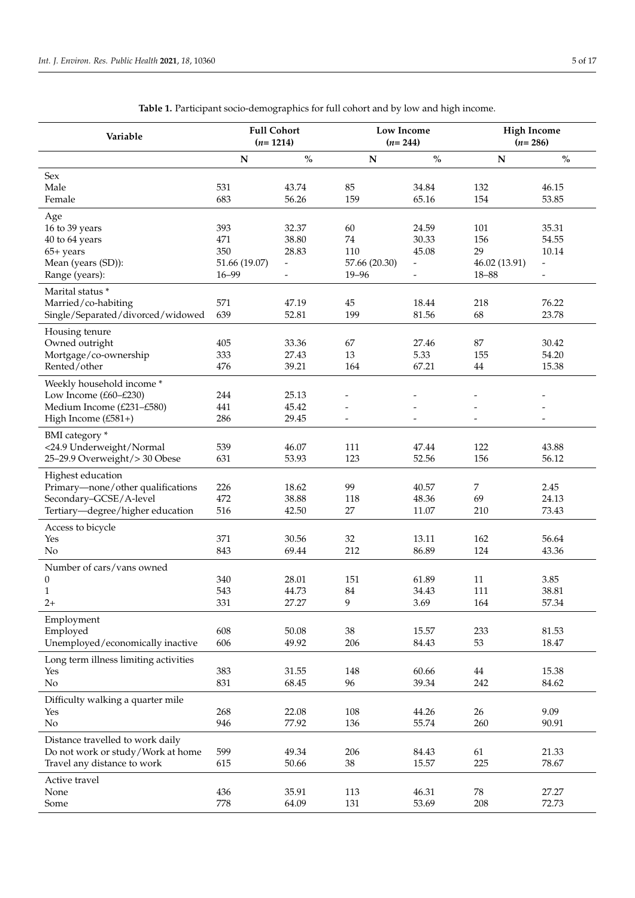**Table 1.** Participant socio-demographics for full cohort and by low and high income.

| Variable | Full Cohort (n= 1214) | | Low Income (n= 244) | | High Income (n= 286) | |
|---|---|---|---|---|---|---|
| | N | % | N | % | N | % |
| Sex | | | | | | |
| Male | 531 | 43.74 | 85 | 34.84 | 132 | 46.15 |
| Female | 683 | 56.26 | 159 | 65.16 | 154 | 53.85 |
| Age | | | | | | |
| 16 to 39 years | 393 | 32.37 | 60 | 24.59 | 101 | 35.31 |
| 40 to 64 years | 471 | 38.80 | 74 | 30.33 | 156 | 54.55 |
| 65+ years | 350 | 28.83 | 110 | 45.08 | 29 | 10.14 |
| Mean (years (SD)): | 51.66 (19.07) | - | 57.66 (20.30) | - | 46.02 (13.91) | - |
| Range (years): | 16–99 | - | 19–96 | - | 18–88 | - |
| Marital status * | | | | | | |
| Married/co-habiting | 571 | 47.19 | 45 | 18.44 | 218 | 76.22 |
| Single/Separated/divorced/widowed | 639 | 52.81 | 199 | 81.56 | 68 | 23.78 |
| Housing tenure | | | | | | |
| Owned outright | 405 | 33.36 | 67 | 27.46 | 87 | 30.42 |
| Mortgage/co-ownership | 333 | 27.43 | 13 | 5.33 | 155 | 54.20 |
| Rented/other | 476 | 39.21 | 164 | 67.21 | 44 | 15.38 |
| Weekly household income * | | | | | | |
| Low Income (£60–£230) | 244 | 25.13 | - | - | - | - |
| Medium Income (£231–£580) | 441 | 45.42 | - | - | - | - |
| High Income (£581+) | 286 | 29.45 | - | - | - | - |
| BMI category * | | | | | | |
| <24.9 Underweight/Normal | 539 | 46.07 | 111 | 47.44 | 122 | 43.88 |
| 25–29.9 Overweight/> 30 Obese | 631 | 53.93 | 123 | 52.56 | 156 | 56.12 |
| Highest education | | | | | | |
| Primary—none/other qualifications | 226 | 18.62 | 99 | 40.57 | 7 | 2.45 |
| Secondary–GCSE/A-level | 472 | 38.88 | 118 | 48.36 | 69 | 24.13 |
| Tertiary—degree/higher education | 516 | 42.50 | 27 | 11.07 | 210 | 73.43 |
| Access to bicycle | | | | | | |
| Yes | 371 | 30.56 | 32 | 13.11 | 162 | 56.64 |
| No | 843 | 69.44 | 212 | 86.89 | 124 | 43.36 |
| Number of cars/vans owned | | | | | | |
| 0 | 340 | 28.01 | 151 | 61.89 | 11 | 3.85 |
| 1 | 543 | 44.73 | 84 | 34.43 | 111 | 38.81 |
| 2+ | 331 | 27.27 | 9 | 3.69 | 164 | 57.34 |
| Employment | | | | | | |
| Employed | 608 | 50.08 | 38 | 15.57 | 233 | 81.53 |
| Unemployed/economically inactive | 606 | 49.92 | 206 | 84.43 | 53 | 18.47 |
| Long term illness limiting activities | | | | | | |
| Yes | 383 | 31.55 | 148 | 60.66 | 44 | 15.38 |
| No | 831 | 68.45 | 96 | 39.34 | 242 | 84.62 |
| Difficulty walking a quarter mile | | | | | | |
| Yes | 268 | 22.08 | 108 | 44.26 | 26 | 9.09 |
| No | 946 | 77.92 | 136 | 55.74 | 260 | 90.91 |
| Distance travelled to work daily | | | | | | |
| Do not work or study/Work at home | 599 | 49.34 | 206 | 84.43 | 61 | 21.33 |
| Travel any distance to work | 615 | 50.66 | 38 | 15.57 | 225 | 78.67 |
| Active travel | | | | | | |
| None | 436 | 35.91 | 113 | 46.31 | 78 | 27.27 |
| Some | 778 | 64.09 | 131 | 53.69 | 208 | 72.73 |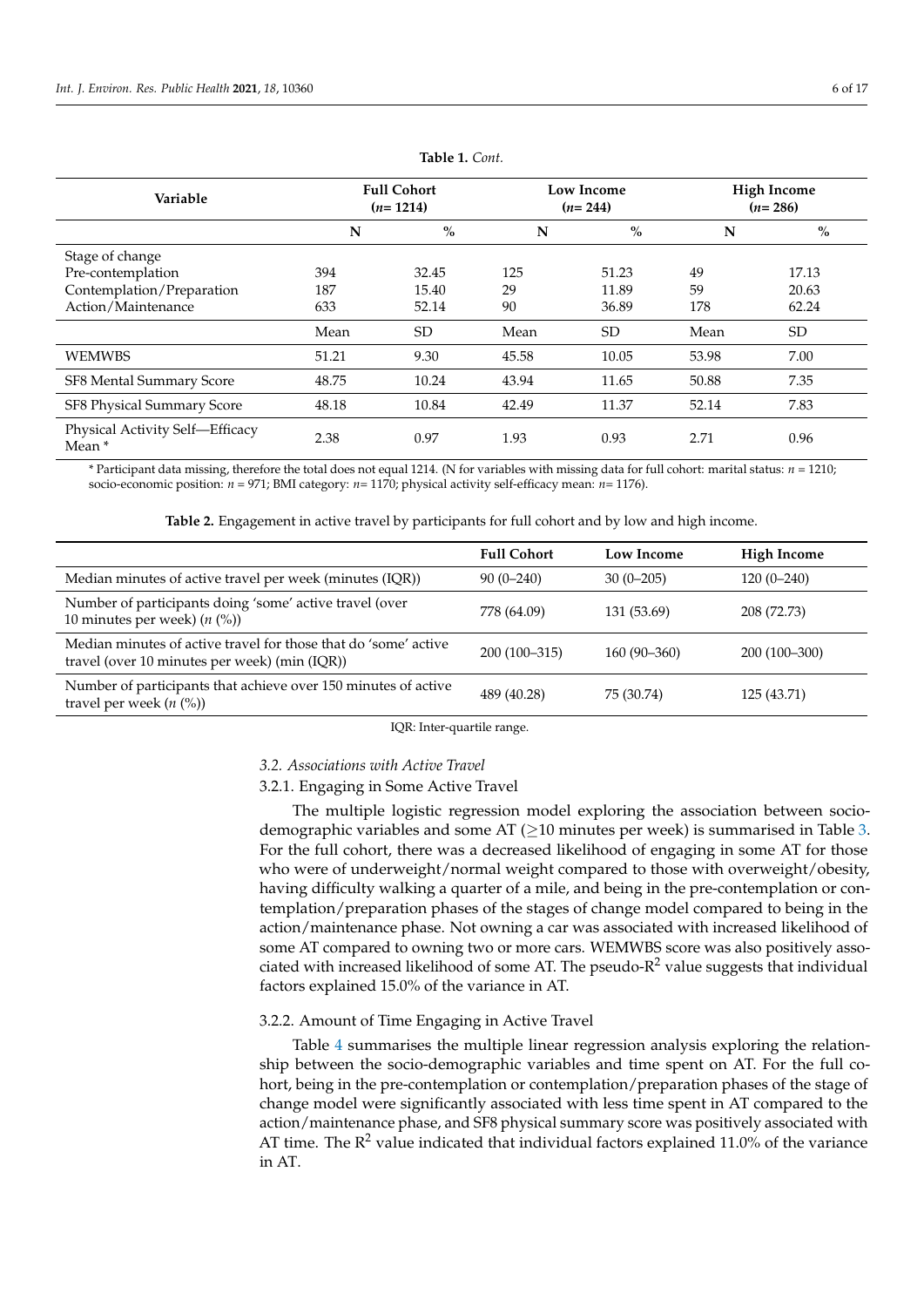**Table 1.** *Cont.*

| Variable | Full Cohort ($n$ = 1214) | | Low Income ($n$ = 244) | | High Income ($n$ = 286) | |
|---|---|---|---|---|---|---|
| | N | % | N | % | N | % |
| Stage of change | | | | | | |
| Pre-contemplation | 394 | 32.45 | 125 | 51.23 | 49 | 17.13 |
| Contemplation/Preparation | 187 | 15.40 | 29 | 11.89 | 59 | 20.63 |
| Action/Maintenance | 633 | 52.14 | 90 | 36.89 | 178 | 62.24 |
| | Mean | SD | Mean | SD | Mean | SD |
| WEMWBS | 51.21 | 9.30 | 45.58 | 10.05 | 53.98 | 7.00 |
| SF8 Mental Summary Score | 48.75 | 10.24 | 43.94 | 11.65 | 50.88 | 7.35 |
| SF8 Physical Summary Score | 48.18 | 10.84 | 42.49 | 11.37 | 52.14 | 7.83 |
| Physical Activity Self—Efficacy Mean * | 2.38 | 0.97 | 1.93 | 0.93 | 2.71 | 0.96 |

* Participant data missing, therefore the total does not equal 1214. (N for variables with missing data for full cohort: marital status: $n$ = 1210; socio-economic position: $n$ = 971; BMI category: $n$ = 1170; physical activity self-efficacy mean: $n$ = 1176).

**Table 2.** Engagement in active travel by participants for full cohort and by low and high income.

| | Full Cohort | Low Income | High Income |
|---|---|---|---|
| Median minutes of active travel per week (minutes (IQR)) | 90 (0–240) | 30 (0–205) | 120 (0–240) |
| Number of participants doing 'some' active travel (over 10 minutes per week) ($n$ (%)) | 778 (64.09) | 131 (53.69) | 208 (72.73) |
| Median minutes of active travel for those that do 'some' active travel (over 10 minutes per week) (min (IQR)) | 200 (100–315) | 160 (90–360) | 200 (100–300) |
| Number of participants that achieve over 150 minutes of active travel per week ($n$ (%)) | 489 (40.28) | 75 (30.74) | 125 (43.71) |

IQR: Inter-quartile range.

### *3.2. Associations with Active Travel*

#### 3.2.1. Engaging in Some Active Travel

The multiple logistic regression model exploring the association between socio-demographic variables and some AT ($\geq$10 minutes per week) is summarised in Table 3. For the full cohort, there was a decreased likelihood of engaging in some AT for those who were of underweight/normal weight compared to those with overweight/obesity, having difficulty walking a quarter of a mile, and being in the pre-contemplation or contemplation/preparation phases of the stages of change model compared to being in the action/maintenance phase. Not owning a car was associated with increased likelihood of some AT compared to owning two or more cars. WEMWBS score was also positively associated with increased likelihood of some AT. The pseudo-$R^2$ value suggests that individual factors explained 15.0% of the variance in AT.

#### 3.2.2. Amount of Time Engaging in Active Travel

Table 4 summarises the multiple linear regression analysis exploring the relationship between the socio-demographic variables and time spent on AT. For the full cohort, being in the pre-contemplation or contemplation/preparation phases of the stage of change model were significantly associated with less time spent in AT compared to the action/maintenance phase, and SF8 physical summary score was positively associated with AT time. The $R^2$ value indicated that individual factors explained 11.0% of the variance in AT.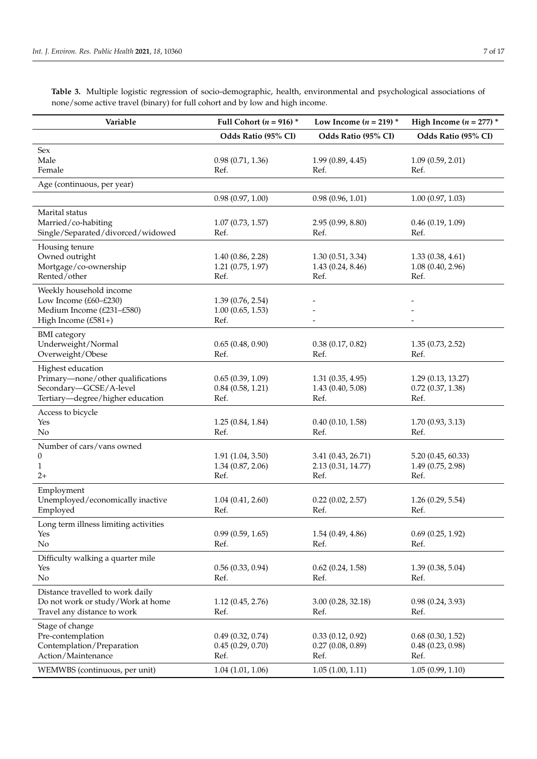**Table 3.** Multiple logistic regression of socio-demographic, health, environmental and psychological associations of none/some active travel (binary) for full cohort and by low and high income.

| Variable | Full Cohort ($n$ = 916) * | Low Income ($n$ = 219) * | High Income ($n$ = 277) * |
|---|---|---|---|
| | **Odds Ratio (95% CI)** | **Odds Ratio (95% CI)** | **Odds Ratio (95% CI)** |
| Sex | | | |
| Male | 0.98 (0.71, 1.36) | 1.99 (0.89, 4.45) | 1.09 (0.59, 2.01) |
| Female | Ref. | Ref. | Ref. |
| Age (continuous, per year) | | | |
| | 0.98 (0.97, 1.00) | 0.98 (0.96, 1.01) | 1.00 (0.97, 1.03) |
| Marital status | | | |
| Married/co-habiting | 1.07 (0.73, 1.57) | 2.95 (0.99, 8.80) | 0.46 (0.19, 1.09) |
| Single/Separated/divorced/widowed | Ref. | Ref. | Ref. |
| Housing tenure | | | |
| Owned outright | 1.40 (0.86, 2.28) | 1.30 (0.51, 3.34) | 1.33 (0.38, 4.61) |
| Mortgage/co-ownership | 1.21 (0.75, 1.97) | 1.43 (0.24, 8.46) | 1.08 (0.40, 2.96) |
| Rented/other | Ref. | Ref. | Ref. |
| Weekly household income | | | |
| Low Income (£60–£230) | 1.39 (0.76, 2.54) | - | - |
| Medium Income (£231–£580) | 1.00 (0.65, 1.53) | - | - |
| High Income (£581+) | Ref. | - | - |
| BMI category | | | |
| Underweight/Normal | 0.65 (0.48, 0.90) | 0.38 (0.17, 0.82) | 1.35 (0.73, 2.52) |
| Overweight/Obese | Ref. | Ref. | Ref. |
| Highest education | | | |
| Primary—none/other qualifications | 0.65 (0.39, 1.09) | 1.31 (0.35, 4.95) | 1.29 (0.13, 13.27) |
| Secondary—GCSE/A-level | 0.84 (0.58, 1.21) | 1.43 (0.40, 5.08) | 0.72 (0.37, 1.38) |
| Tertiary—degree/higher education | Ref. | Ref. | Ref. |
| Access to bicycle | | | |
| Yes | 1.25 (0.84, 1.84) | 0.40 (0.10, 1.58) | 1.70 (0.93, 3.13) |
| No | Ref. | Ref. | Ref. |
| Number of cars/vans owned | | | |
| 0 | 1.91 (1.04, 3.50) | 3.41 (0.43, 26.71) | 5.20 (0.45, 60.33) |
| 1 | 1.34 (0.87, 2.06) | 2.13 (0.31, 14.77) | 1.49 (0.75, 2.98) |
| 2+ | Ref. | Ref. | Ref. |
| Employment | | | |
| Unemployed/economically inactive | 1.04 (0.41, 2.60) | 0.22 (0.02, 2.57) | 1.26 (0.29, 5.54) |
| Employed | Ref. | Ref. | Ref. |
| Long term illness limiting activities | | | |
| Yes | 0.99 (0.59, 1.65) | 1.54 (0.49, 4.86) | 0.69 (0.25, 1.92) |
| No | Ref. | Ref. | Ref. |
| Difficulty walking a quarter mile | | | |
| Yes | 0.56 (0.33, 0.94) | 0.62 (0.24, 1.58) | 1.39 (0.38, 5.04) |
| No | Ref. | Ref. | Ref. |
| Distance travelled to work daily | | | |
| Do not work or study/Work at home | 1.12 (0.45, 2.76) | 3.00 (0.28, 32.18) | 0.98 (0.24, 3.93) |
| Travel any distance to work | Ref. | Ref. | Ref. |
| Stage of change | | | |
| Pre-contemplation | 0.49 (0.32, 0.74) | 0.33 (0.12, 0.92) | 0.68 (0.30, 1.52) |
| Contemplation/Preparation | 0.45 (0.29, 0.70) | 0.27 (0.08, 0.89) | 0.48 (0.23, 0.98) |
| Action/Maintenance | Ref. | Ref. | Ref. |
| WEMWBS (continuous, per unit) | 1.04 (1.01, 1.06) | 1.05 (1.00, 1.11) | 1.05 (0.99, 1.10) |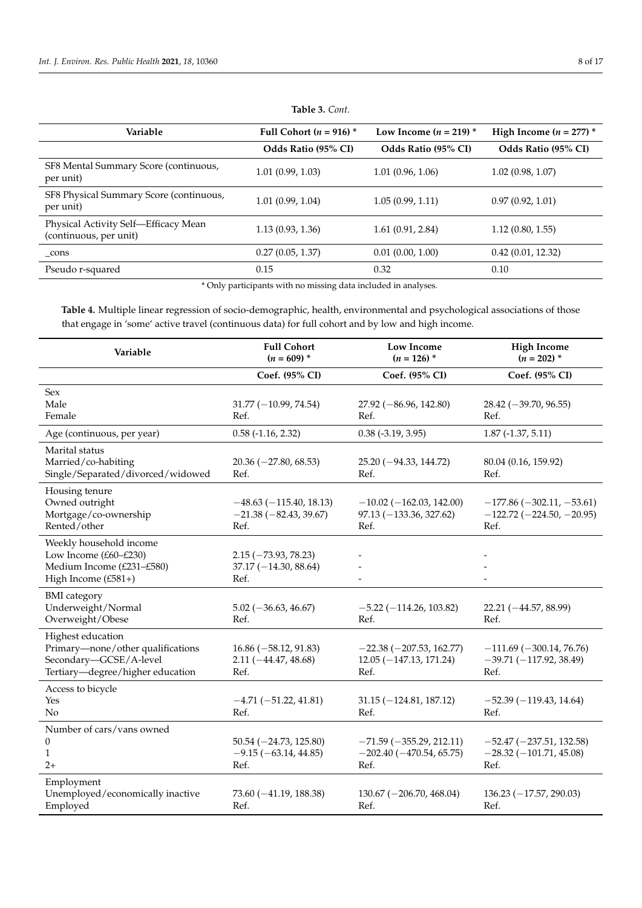**Table 3.** *Cont.*

| Variable | Full Cohort ($n$ = 916) * | Low Income ($n$ = 219) * | High Income ($n$ = 277) * |
|---|---|---|---|
| | **Odds Ratio (95% CI)** | **Odds Ratio (95% CI)** | **Odds Ratio (95% CI)** |
| SF8 Mental Summary Score (continuous, per unit) | 1.01 (0.99, 1.03) | 1.01 (0.96, 1.06) | 1.02 (0.98, 1.07) |
| SF8 Physical Summary Score (continuous, per unit) | 1.01 (0.99, 1.04) | 1.05 (0.99, 1.11) | 0.97 (0.92, 1.01) |
| Physical Activity Self—Efficacy Mean (continuous, per unit) | 1.13 (0.93, 1.36) | 1.61 (0.91, 2.84) | 1.12 (0.80, 1.55) |
| _cons | 0.27 (0.05, 1.37) | 0.01 (0.00, 1.00) | 0.42 (0.01, 12.32) |
| Pseudo r-squared | 0.15 | 0.32 | 0.10 |

\* Only participants with no missing data included in analyses.

**Table 4.** Multiple linear regression of socio-demographic, health, environmental and psychological associations of those that engage in 'some' active travel (continuous data) for full cohort and by low and high income.

| Variable | Full Cohort ($n$ = 609) * | Low Income ($n$ = 126) * | High Income ($n$ = 202) * |
|---|---|---|---|
| | **Coef. (95% CI)** | **Coef. (95% CI)** | **Coef. (95% CI)** |
| Sex | | | |
| Male | 31.77 (−10.99, 74.54) | 27.92 (−86.96, 142.80) | 28.42 (−39.70, 96.55) |
| Female | Ref. | Ref. | Ref. |
| Age (continuous, per year) | 0.58 (-1.16, 2.32) | 0.38 (-3.19, 3.95) | 1.87 (-1.37, 5.11) |
| Marital status | | | |
| Married/co-habiting | 20.36 (−27.80, 68.53) | 25.20 (−94.33, 144.72) | 80.04 (0.16, 159.92) |
| Single/Separated/divorced/widowed | Ref. | Ref. | Ref. |
| Housing tenure | | | |
| Owned outright | −48.63 (−115.40, 18.13) | −10.02 (−162.03, 142.00) | −177.86 (−302.11, −53.61) |
| Mortgage/co-ownership | −21.38 (−82.43, 39.67) | 97.13 (−133.36, 327.62) | −122.72 (−224.50, −20.95) |
| Rented/other | Ref. | Ref. | Ref. |
| Weekly household income | | | |
| Low Income (£60–£230) | 2.15 (−73.93, 78.23) | - | - |
| Medium Income (£231–£580) | 37.17 (−14.30, 88.64) | - | - |
| High Income (£581+) | Ref. | - | - |
| BMI category | | | |
| Underweight/Normal | 5.02 (−36.63, 46.67) | −5.22 (−114.26, 103.82) | 22.21 (−44.57, 88.99) |
| Overweight/Obese | Ref. | Ref. | Ref. |
| Highest education | | | |
| Primary—none/other qualifications | 16.86 (−58.12, 91.83) | −22.38 (−207.53, 162.77) | −111.69 (−300.14, 76.76) |
| Secondary—GCSE/A-level | 2.11 (−44.47, 48.68) | 12.05 (−147.13, 171.24) | −39.71 (−117.92, 38.49) |
| Tertiary—degree/higher education | Ref. | Ref. | Ref. |
| Access to bicycle | | | |
| Yes | −4.71 (−51.22, 41.81) | 31.15 (−124.81, 187.12) | −52.39 (−119.43, 14.64) |
| No | Ref. | Ref. | Ref. |
| Number of cars/vans owned | | | |
| 0 | 50.54 (−24.73, 125.80) | −71.59 (−355.29, 212.11) | −52.47 (−237.51, 132.58) |
| 1 | −9.15 (−63.14, 44.85) | −202.40 (−470.54, 65.75) | −28.32 (−101.71, 45.08) |
| 2+ | Ref. | Ref. | Ref. |
| Employment | | | |
| Unemployed/economically inactive | 73.60 (−41.19, 188.38) | 130.67 (−206.70, 468.04) | 136.23 (−17.57, 290.03) |
| Employed | Ref. | Ref. | Ref. |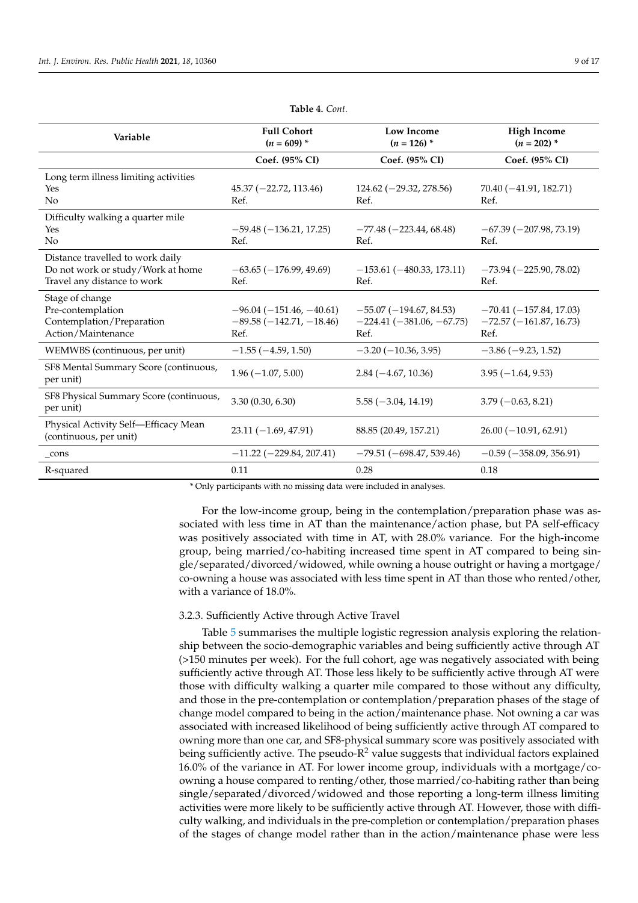**Table 4.** *Cont.*

| Variable | Full Cohort ($n$ = 609) * | Low Income ($n$ = 126) * | High Income ($n$ = 202) * |
|---|---|---|---|
| | Coef. (95% CI) | Coef. (95% CI) | Coef. (95% CI) |
| Long term illness limiting activities | | | |
| Yes | 45.37 (−22.72, 113.46) | 124.62 (−29.32, 278.56) | 70.40 (−41.91, 182.71) |
| No | Ref. | Ref. | Ref. |
| Difficulty walking a quarter mile | | | |
| Yes | −59.48 (−136.21, 17.25) | −77.48 (−223.44, 68.48) | −67.39 (−207.98, 73.19) |
| No | Ref. | Ref. | Ref. |
| Distance travelled to work daily | | | |
| Do not work or study/Work at home | −63.65 (−176.99, 49.69) | −153.61 (−480.33, 173.11) | −73.94 (−225.90, 78.02) |
| Travel any distance to work | Ref. | Ref. | Ref. |
| Stage of change | | | |
| Pre-contemplation | −96.04 (−151.46, −40.61) | −55.07 (−194.67, 84.53) | −70.41 (−157.84, 17.03) |
| Contemplation/Preparation | −89.58 (−142.71, −18.46) | −224.41 (−381.06, −67.75) | −72.57 (−161.87, 16.73) |
| Action/Maintenance | Ref. | Ref. | Ref. |
| WEMWBS (continuous, per unit) | −1.55 (−4.59, 1.50) | −3.20 (−10.36, 3.95) | −3.86 (−9.23, 1.52) |
| SF8 Mental Summary Score (continuous, per unit) | 1.96 (−1.07, 5.00) | 2.84 (−4.67, 10.36) | 3.95 (−1.64, 9.53) |
| SF8 Physical Summary Score (continuous, per unit) | 3.30 (0.30, 6.30) | 5.58 (−3.04, 14.19) | 3.79 (−0.63, 8.21) |
| Physical Activity Self—Efficacy Mean (continuous, per unit) | 23.11 (−1.69, 47.91) | 88.85 (20.49, 157.21) | 26.00 (−10.91, 62.91) |
| _cons | −11.22 (−229.84, 207.41) | −79.51 (−698.47, 539.46) | −0.59 (−358.09, 356.91) |
| R-squared | 0.11 | 0.28 | 0.18 |

* Only participants with no missing data were included in analyses.

For the low-income group, being in the contemplation/preparation phase was associated with less time in AT than the maintenance/action phase, but PA self-efficacy was positively associated with time in AT, with 28.0% variance. For the high-income group, being married/co-habiting increased time spent in AT compared to being single/separated/divorced/widowed, while owning a house outright or having a mortgage/co-owning a house was associated with less time spent in AT than those who rented/other, with a variance of 18.0%.

#### 3.2.3. Sufficiently Active through Active Travel

Table 5 summarises the multiple logistic regression analysis exploring the relationship between the socio-demographic variables and being sufficiently active through AT (>150 minutes per week). For the full cohort, age was negatively associated with being sufficiently active through AT. Those less likely to be sufficiently active through AT were those with difficulty walking a quarter mile compared to those without any difficulty, and those in the pre-contemplation or contemplation/preparation phases of the stage of change model compared to being in the action/maintenance phase. Not owning a car was associated with increased likelihood of being sufficiently active through AT compared to owning more than one car, and SF8-physical summary score was positively associated with being sufficiently active. The pseudo-$R^2$ value suggests that individual factors explained 16.0% of the variance in AT. For lower income group, individuals with a mortgage/co-owning a house compared to renting/other, those married/co-habiting rather than being single/separated/divorced/widowed and those reporting a long-term illness limiting activities were more likely to be sufficiently active through AT. However, those with difficulty walking, and individuals in the pre-completion or contemplation/preparation phases of the stages of change model rather than in the action/maintenance phase were less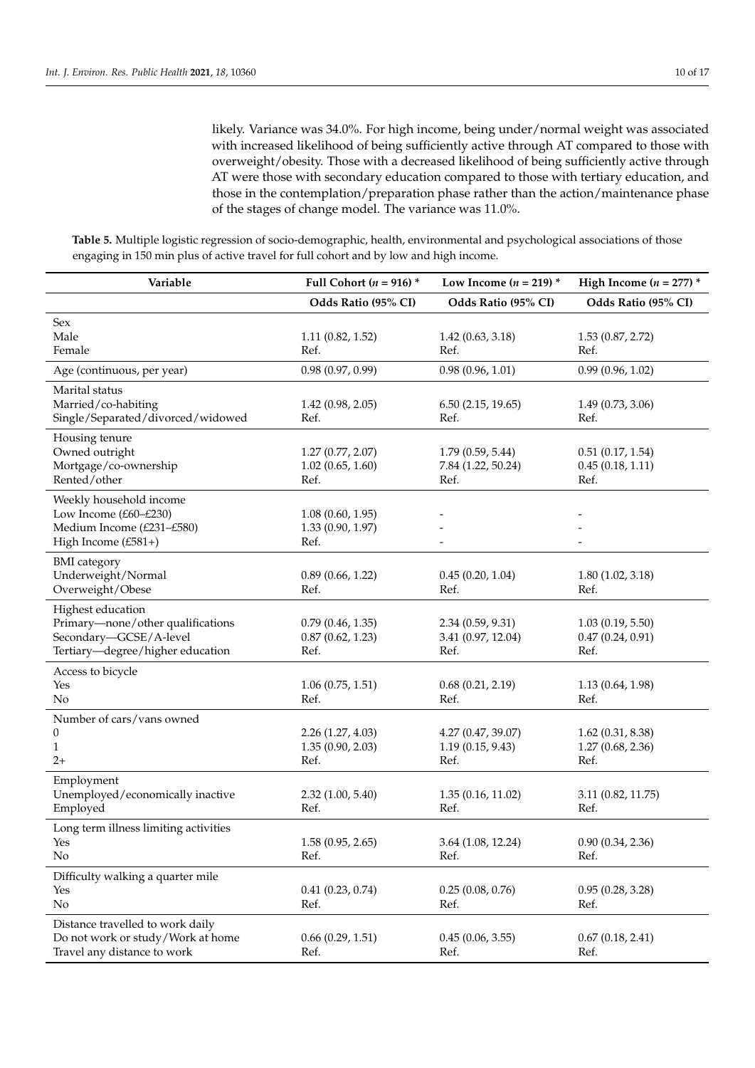likely. Variance was 34.0%. For high income, being under/normal weight was associated with increased likelihood of being sufficiently active through AT compared to those with overweight/obesity. Those with a decreased likelihood of being sufficiently active through AT were those with secondary education compared to those with tertiary education, and those in the contemplation/preparation phase rather than the action/maintenance phase of the stages of change model. The variance was 11.0%.

**Table 5.** Multiple logistic regression of socio-demographic, health, environmental and psychological associations of those engaging in 150 min plus of active travel for full cohort and by low and high income.

| Variable | Full Cohort ($n$ = 916) * | Low Income ($n$ = 219) * | High Income ($n$ = 277) * |
|---|---|---|---|
| | Odds Ratio (95% CI) | Odds Ratio (95% CI) | Odds Ratio (95% CI) |
| Sex | | | |
| Male | 1.11 (0.82, 1.52) | 1.42 (0.63, 3.18) | 1.53 (0.87, 2.72) |
| Female | Ref. | Ref. | Ref. |
| Age (continuous, per year) | 0.98 (0.97, 0.99) | 0.98 (0.96, 1.01) | 0.99 (0.96, 1.02) |
| Marital status | | | |
| Married/co-habiting | 1.42 (0.98, 2.05) | 6.50 (2.15, 19.65) | 1.49 (0.73, 3.06) |
| Single/Separated/divorced/widowed | Ref. | Ref. | Ref. |
| Housing tenure | | | |
| Owned outright | 1.27 (0.77, 2.07) | 1.79 (0.59, 5.44) | 0.51 (0.17, 1.54) |
| Mortgage/co-ownership | 1.02 (0.65, 1.60) | 7.84 (1.22, 50.24) | 0.45 (0.18, 1.11) |
| Rented/other | Ref. | Ref. | Ref. |
| Weekly household income | | | |
| Low Income (£60–£230) | 1.08 (0.60, 1.95) | - | - |
| Medium Income (£231–£580) | 1.33 (0.90, 1.97) | - | - |
| High Income (£581+) | Ref. | - | - |
| BMI category | | | |
| Underweight/Normal | 0.89 (0.66, 1.22) | 0.45 (0.20, 1.04) | 1.80 (1.02, 3.18) |
| Overweight/Obese | Ref. | Ref. | Ref. |
| Highest education | | | |
| Primary—none/other qualifications | 0.79 (0.46, 1.35) | 2.34 (0.59, 9.31) | 1.03 (0.19, 5.50) |
| Secondary—GCSE/A-level | 0.87 (0.62, 1.23) | 3.41 (0.97, 12.04) | 0.47 (0.24, 0.91) |
| Tertiary—degree/higher education | Ref. | Ref. | Ref. |
| Access to bicycle | | | |
| Yes | 1.06 (0.75, 1.51) | 0.68 (0.21, 2.19) | 1.13 (0.64, 1.98) |
| No | Ref. | Ref. | Ref. |
| Number of cars/vans owned | | | |
| 0 | 2.26 (1.27, 4.03) | 4.27 (0.47, 39.07) | 1.62 (0.31, 8.38) |
| 1 | 1.35 (0.90, 2.03) | 1.19 (0.15, 9.43) | 1.27 (0.68, 2.36) |
| 2+ | Ref. | Ref. | Ref. |
| Employment | | | |
| Unemployed/economically inactive | 2.32 (1.00, 5.40) | 1.35 (0.16, 11.02) | 3.11 (0.82, 11.75) |
| Employed | Ref. | Ref. | Ref. |
| Long term illness limiting activities | | | |
| Yes | 1.58 (0.95, 2.65) | 3.64 (1.08, 12.24) | 0.90 (0.34, 2.36) |
| No | Ref. | Ref. | Ref. |
| Difficulty walking a quarter mile | | | |
| Yes | 0.41 (0.23, 0.74) | 0.25 (0.08, 0.76) | 0.95 (0.28, 3.28) |
| No | Ref. | Ref. | Ref. |
| Distance travelled to work daily | | | |
| Do not work or study/Work at home | 0.66 (0.29, 1.51) | 0.45 (0.06, 3.55) | 0.67 (0.18, 2.41) |
| Travel any distance to work | Ref. | Ref. | Ref. |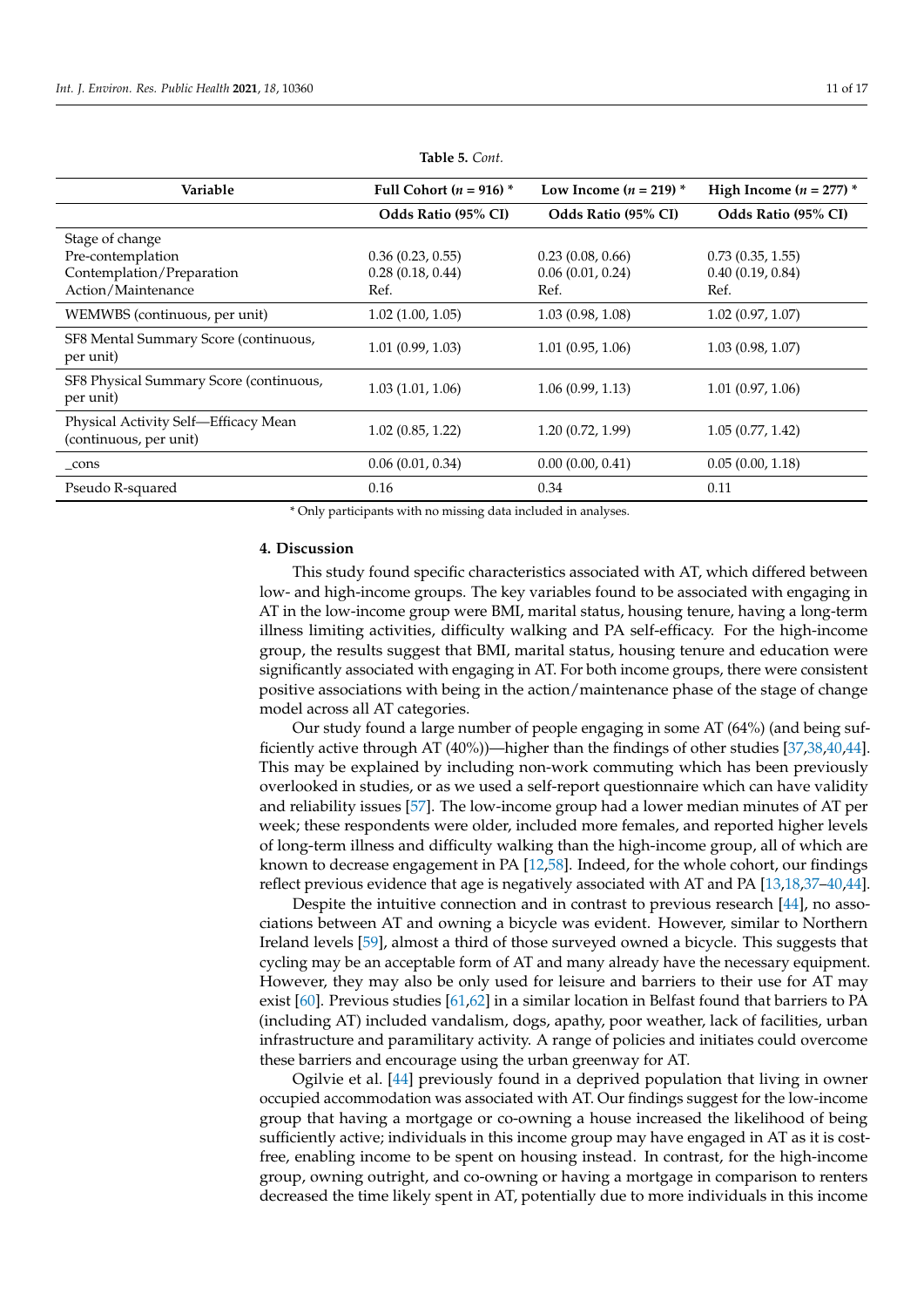**Table 5.** *Cont.*

| Variable | Full Cohort ($n$ = 916) * | Low Income ($n$ = 219) * | High Income ($n$ = 277) * |
|---|---|---|---|
| | **Odds Ratio (95% CI)** | **Odds Ratio (95% CI)** | **Odds Ratio (95% CI)** |
| Stage of change | | | |
| Pre-contemplation | 0.36 (0.23, 0.55) | 0.23 (0.08, 0.66) | 0.73 (0.35, 1.55) |
| Contemplation/Preparation | 0.28 (0.18, 0.44) | 0.06 (0.01, 0.24) | 0.40 (0.19, 0.84) |
| Action/Maintenance | Ref. | Ref. | Ref. |
| WEMWBS (continuous, per unit) | 1.02 (1.00, 1.05) | 1.03 (0.98, 1.08) | 1.02 (0.97, 1.07) |
| SF8 Mental Summary Score (continuous, per unit) | 1.01 (0.99, 1.03) | 1.01 (0.95, 1.06) | 1.03 (0.98, 1.07) |
| SF8 Physical Summary Score (continuous, per unit) | 1.03 (1.01, 1.06) | 1.06 (0.99, 1.13) | 1.01 (0.97, 1.06) |
| Physical Activity Self—Efficacy Mean (continuous, per unit) | 1.02 (0.85, 1.22) | 1.20 (0.72, 1.99) | 1.05 (0.77, 1.42) |
| _cons | 0.06 (0.01, 0.34) | 0.00 (0.00, 0.41) | 0.05 (0.00, 1.18) |
| Pseudo R-squared | 0.16 | 0.34 | 0.11 |

* Only participants with no missing data included in analyses.

## 4. Discussion

This study found specific characteristics associated with AT, which differed between low- and high-income groups. The key variables found to be associated with engaging in AT in the low-income group were BMI, marital status, housing tenure, having a long-term illness limiting activities, difficulty walking and PA self-efficacy. For the high-income group, the results suggest that BMI, marital status, housing tenure and education were significantly associated with engaging in AT. For both income groups, there were consistent positive associations with being in the action/maintenance phase of the stage of change model across all AT categories.

Our study found a large number of people engaging in some AT (64%) (and being sufficiently active through AT (40%))—higher than the findings of other studies [37,38,40,44]. This may be explained by including non-work commuting which has been previously overlooked in studies, or as we used a self-report questionnaire which can have validity and reliability issues [57]. The low-income group had a lower median minutes of AT per week; these respondents were older, included more females, and reported higher levels of long-term illness and difficulty walking than the high-income group, all of which are known to decrease engagement in PA [12,58]. Indeed, for the whole cohort, our findings reflect previous evidence that age is negatively associated with AT and PA [13,18,37–40,44].

Despite the intuitive connection and in contrast to previous research [44], no associations between AT and owning a bicycle was evident. However, similar to Northern Ireland levels [59], almost a third of those surveyed owned a bicycle. This suggests that cycling may be an acceptable form of AT and many already have the necessary equipment. However, they may also be only used for leisure and barriers to their use for AT may exist [60]. Previous studies [61,62] in a similar location in Belfast found that barriers to PA (including AT) included vandalism, dogs, apathy, poor weather, lack of facilities, urban infrastructure and paramilitary activity. A range of policies and initiates could overcome these barriers and encourage using the urban greenway for AT.

Ogilvie et al. [44] previously found in a deprived population that living in owner occupied accommodation was associated with AT. Our findings suggest for the low-income group that having a mortgage or co-owning a house increased the likelihood of being sufficiently active; individuals in this income group may have engaged in AT as it is cost-free, enabling income to be spent on housing instead. In contrast, for the high-income group, owning outright, and co-owning or having a mortgage in comparison to renters decreased the time likely spent in AT, potentially due to more individuals in this income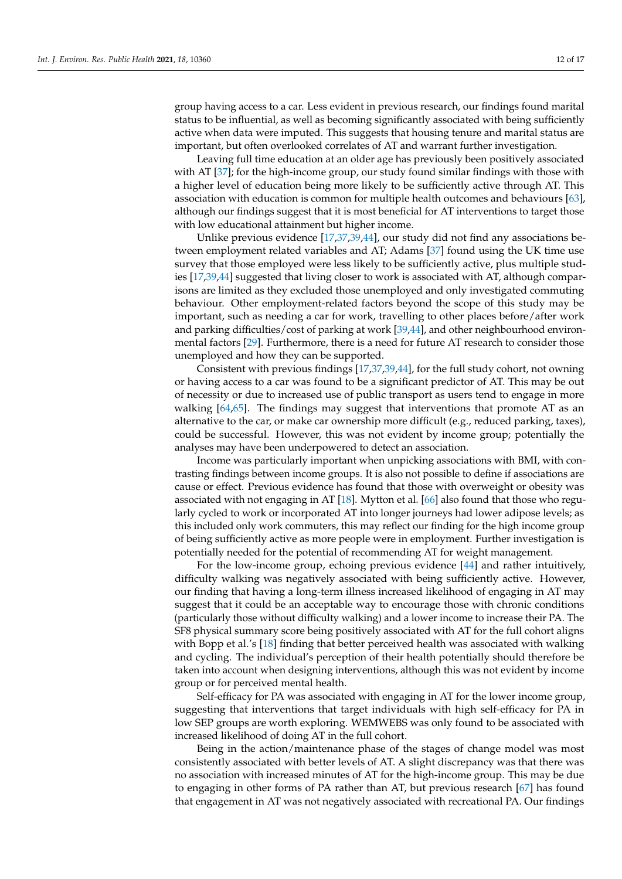group having access to a car. Less evident in previous research, our findings found marital status to be influential, as well as becoming significantly associated with being sufficiently active when data were imputed. This suggests that housing tenure and marital status are important, but often overlooked correlates of AT and warrant further investigation.

Leaving full time education at an older age has previously been positively associated with AT [37]; for the high-income group, our study found similar findings with those with a higher level of education being more likely to be sufficiently active through AT. This association with education is common for multiple health outcomes and behaviours [63], although our findings suggest that it is most beneficial for AT interventions to target those with low educational attainment but higher income.

Unlike previous evidence [17,37,39,44], our study did not find any associations between employment related variables and AT; Adams [37] found using the UK time use survey that those employed were less likely to be sufficiently active, plus multiple studies [17,39,44] suggested that living closer to work is associated with AT, although comparisons are limited as they excluded those unemployed and only investigated commuting behaviour. Other employment-related factors beyond the scope of this study may be important, such as needing a car for work, travelling to other places before/after work and parking difficulties/cost of parking at work [39,44], and other neighbourhood environmental factors [29]. Furthermore, there is a need for future AT research to consider those unemployed and how they can be supported.

Consistent with previous findings [17,37,39,44], for the full study cohort, not owning or having access to a car was found to be a significant predictor of AT. This may be out of necessity or due to increased use of public transport as users tend to engage in more walking [64,65]. The findings may suggest that interventions that promote AT as an alternative to the car, or make car ownership more difficult (e.g., reduced parking, taxes), could be successful. However, this was not evident by income group; potentially the analyses may have been underpowered to detect an association.

Income was particularly important when unpicking associations with BMI, with contrasting findings between income groups. It is also not possible to define if associations are cause or effect. Previous evidence has found that those with overweight or obesity was associated with not engaging in AT [18]. Mytton et al. [66] also found that those who regularly cycled to work or incorporated AT into longer journeys had lower adipose levels; as this included only work commuters, this may reflect our finding for the high income group of being sufficiently active as more people were in employment. Further investigation is potentially needed for the potential of recommending AT for weight management.

For the low-income group, echoing previous evidence [44] and rather intuitively, difficulty walking was negatively associated with being sufficiently active. However, our finding that having a long-term illness increased likelihood of engaging in AT may suggest that it could be an acceptable way to encourage those with chronic conditions (particularly those without difficulty walking) and a lower income to increase their PA. The SF8 physical summary score being positively associated with AT for the full cohort aligns with Bopp et al.'s [18] finding that better perceived health was associated with walking and cycling. The individual's perception of their health potentially should therefore be taken into account when designing interventions, although this was not evident by income group or for perceived mental health.

Self-efficacy for PA was associated with engaging in AT for the lower income group, suggesting that interventions that target individuals with high self-efficacy for PA in low SEP groups are worth exploring. WEMWEBS was only found to be associated with increased likelihood of doing AT in the full cohort.

Being in the action/maintenance phase of the stages of change model was most consistently associated with better levels of AT. A slight discrepancy was that there was no association with increased minutes of AT for the high-income group. This may be due to engaging in other forms of PA rather than AT, but previous research [67] has found that engagement in AT was not negatively associated with recreational PA. Our findings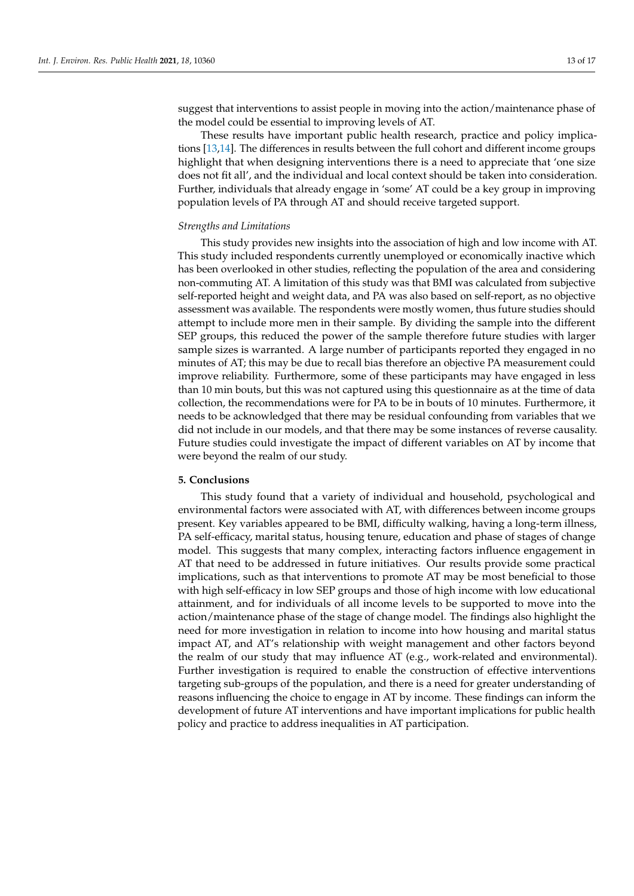suggest that interventions to assist people in moving into the action/maintenance phase of the model could be essential to improving levels of AT.

These results have important public health research, practice and policy implications [13,14]. The differences in results between the full cohort and different income groups highlight that when designing interventions there is a need to appreciate that 'one size does not fit all', and the individual and local context should be taken into consideration. Further, individuals that already engage in 'some' AT could be a key group in improving population levels of PA through AT and should receive targeted support.

*Strengths and Limitations*

This study provides new insights into the association of high and low income with AT. This study included respondents currently unemployed or economically inactive which has been overlooked in other studies, reflecting the population of the area and considering non-commuting AT. A limitation of this study was that BMI was calculated from subjective self-reported height and weight data, and PA was also based on self-report, as no objective assessment was available. The respondents were mostly women, thus future studies should attempt to include more men in their sample. By dividing the sample into the different SEP groups, this reduced the power of the sample therefore future studies with larger sample sizes is warranted. A large number of participants reported they engaged in no minutes of AT; this may be due to recall bias therefore an objective PA measurement could improve reliability. Furthermore, some of these participants may have engaged in less than 10 min bouts, but this was not captured using this questionnaire as at the time of data collection, the recommendations were for PA to be in bouts of 10 minutes. Furthermore, it needs to be acknowledged that there may be residual confounding from variables that we did not include in our models, and that there may be some instances of reverse causality. Future studies could investigate the impact of different variables on AT by income that were beyond the realm of our study.

## 5. Conclusions

This study found that a variety of individual and household, psychological and environmental factors were associated with AT, with differences between income groups present. Key variables appeared to be BMI, difficulty walking, having a long-term illness, PA self-efficacy, marital status, housing tenure, education and phase of stages of change model. This suggests that many complex, interacting factors influence engagement in AT that need to be addressed in future initiatives. Our results provide some practical implications, such as that interventions to promote AT may be most beneficial to those with high self-efficacy in low SEP groups and those of high income with low educational attainment, and for individuals of all income levels to be supported to move into the action/maintenance phase of the stage of change model. The findings also highlight the need for more investigation in relation to income into how housing and marital status impact AT, and AT's relationship with weight management and other factors beyond the realm of our study that may influence AT (e.g., work-related and environmental). Further investigation is required to enable the construction of effective interventions targeting sub-groups of the population, and there is a need for greater understanding of reasons influencing the choice to engage in AT by income. These findings can inform the development of future AT interventions and have important implications for public health policy and practice to address inequalities in AT participation.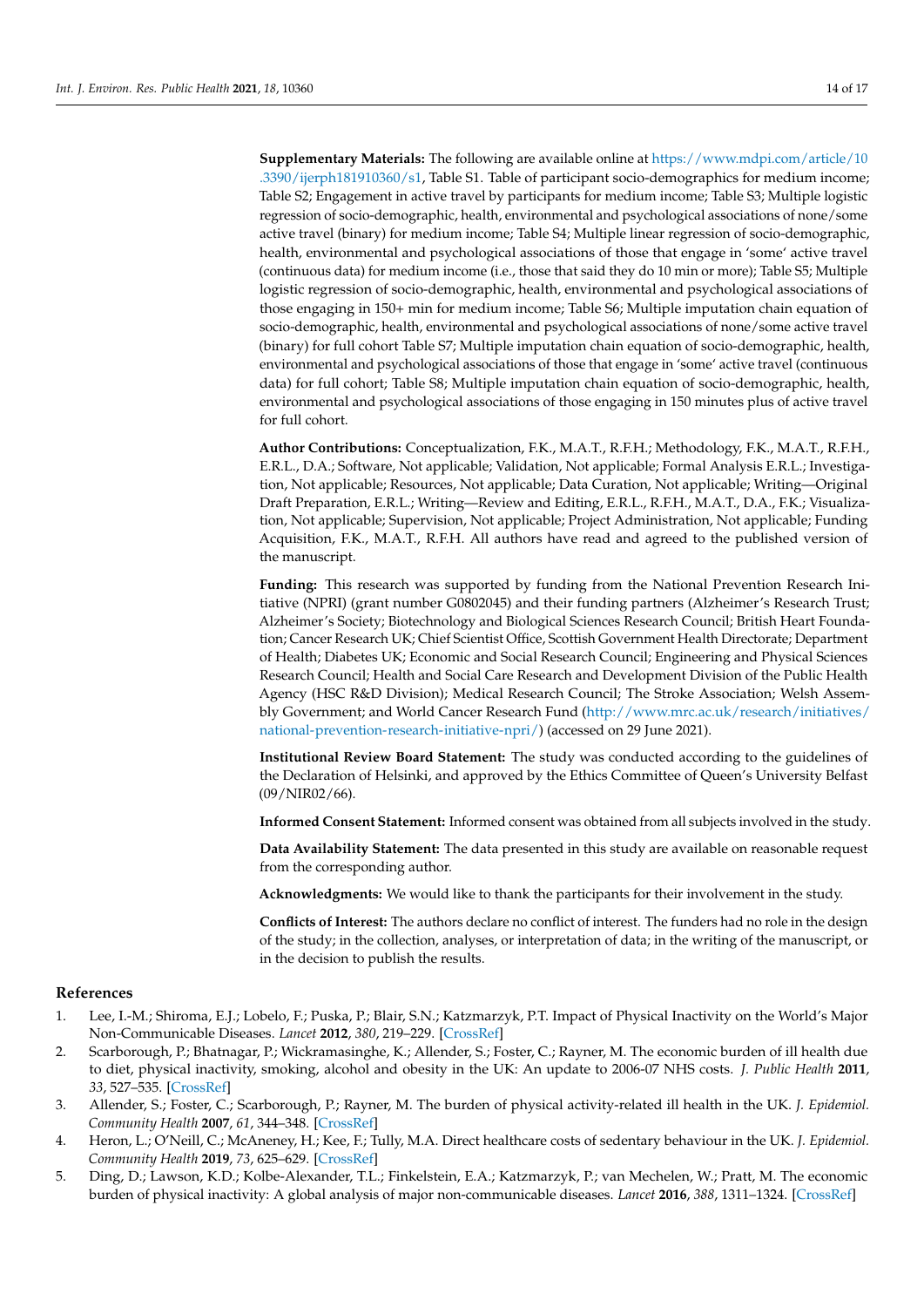**Supplementary Materials:** The following are available online at https://www.mdpi.com/article/10.3390/ijerph181910360/s1, Table S1. Table of participant socio-demographics for medium income; Table S2; Engagement in active travel by participants for medium income; Table S3; Multiple logistic regression of socio-demographic, health, environmental and psychological associations of none/some active travel (binary) for medium income; Table S4; Multiple linear regression of socio-demographic, health, environmental and psychological associations of those that engage in 'some' active travel (continuous data) for medium income (i.e., those that said they do 10 min or more); Table S5; Multiple logistic regression of socio-demographic, health, environmental and psychological associations of those engaging in 150+ min for medium income; Table S6; Multiple imputation chain equation of socio-demographic, health, environmental and psychological associations of none/some active travel (binary) for full cohort Table S7; Multiple imputation chain equation of socio-demographic, health, environmental and psychological associations of those that engage in 'some' active travel (continuous data) for full cohort; Table S8; Multiple imputation chain equation of socio-demographic, health, environmental and psychological associations of those engaging in 150 minutes plus of active travel for full cohort.

**Author Contributions:** Conceptualization, F.K., M.A.T., R.F.H.; Methodology, F.K., M.A.T., R.F.H., E.R.L., D.A.; Software, Not applicable; Validation, Not applicable; Formal Analysis E.R.L.; Investigation, Not applicable; Resources, Not applicable; Data Curation, Not applicable; Writing—Original Draft Preparation, E.R.L.; Writing—Review and Editing, E.R.L., R.F.H., M.A.T., D.A., F.K.; Visualization, Not applicable; Supervision, Not applicable; Project Administration, Not applicable; Funding Acquisition, F.K., M.A.T., R.F.H. All authors have read and agreed to the published version of the manuscript.

**Funding:** This research was supported by funding from the National Prevention Research Initiative (NPRI) (grant number G0802045) and their funding partners (Alzheimer's Research Trust; Alzheimer's Society; Biotechnology and Biological Sciences Research Council; British Heart Foundation; Cancer Research UK; Chief Scientist Office, Scottish Government Health Directorate; Department of Health; Diabetes UK; Economic and Social Research Council; Engineering and Physical Sciences Research Council; Health and Social Care Research and Development Division of the Public Health Agency (HSC R&D Division); Medical Research Council; The Stroke Association; Welsh Assembly Government; and World Cancer Research Fund (http://www.mrc.ac.uk/research/initiatives/national-prevention-research-initiative-npri/) (accessed on 29 June 2021).

**Institutional Review Board Statement:** The study was conducted according to the guidelines of the Declaration of Helsinki, and approved by the Ethics Committee of Queen's University Belfast (09/NIR02/66).

**Informed Consent Statement:** Informed consent was obtained from all subjects involved in the study.

**Data Availability Statement:** The data presented in this study are available on reasonable request from the corresponding author.

**Acknowledgments:** We would like to thank the participants for their involvement in the study.

**Conflicts of Interest:** The authors declare no conflict of interest. The funders had no role in the design of the study; in the collection, analyses, or interpretation of data; in the writing of the manuscript, or in the decision to publish the results.

## References

1. Lee, I.-M.; Shiroma, E.J.; Lobelo, F.; Puska, P.; Blair, S.N.; Katzmarzyk, P.T. Impact of Physical Inactivity on the World's Major Non-Communicable Diseases. *Lancet* **2012**, *380*, 219–229. [CrossRef]
2. Scarborough, P.; Bhatnagar, P.; Wickramasinghe, K.; Allender, S.; Foster, C.; Rayner, M. The economic burden of ill health due to diet, physical inactivity, smoking, alcohol and obesity in the UK: An update to 2006-07 NHS costs. *J. Public Health* **2011**, *33*, 527–535. [CrossRef]
3. Allender, S.; Foster, C.; Scarborough, P.; Rayner, M. The burden of physical activity-related ill health in the UK. *J. Epidemiol. Community Health* **2007**, *61*, 344–348. [CrossRef]
4. Heron, L.; O'Neill, C.; McAneney, H.; Kee, F.; Tully, M.A. Direct healthcare costs of sedentary behaviour in the UK. *J. Epidemiol. Community Health* **2019**, *73*, 625–629. [CrossRef]
5. Ding, D.; Lawson, K.D.; Kolbe-Alexander, T.L.; Finkelstein, E.A.; Katzmarzyk, P.; van Mechelen, W.; Pratt, M. The economic burden of physical inactivity: A global analysis of major non-communicable diseases. *Lancet* **2016**, *388*, 1311–1324. [CrossRef]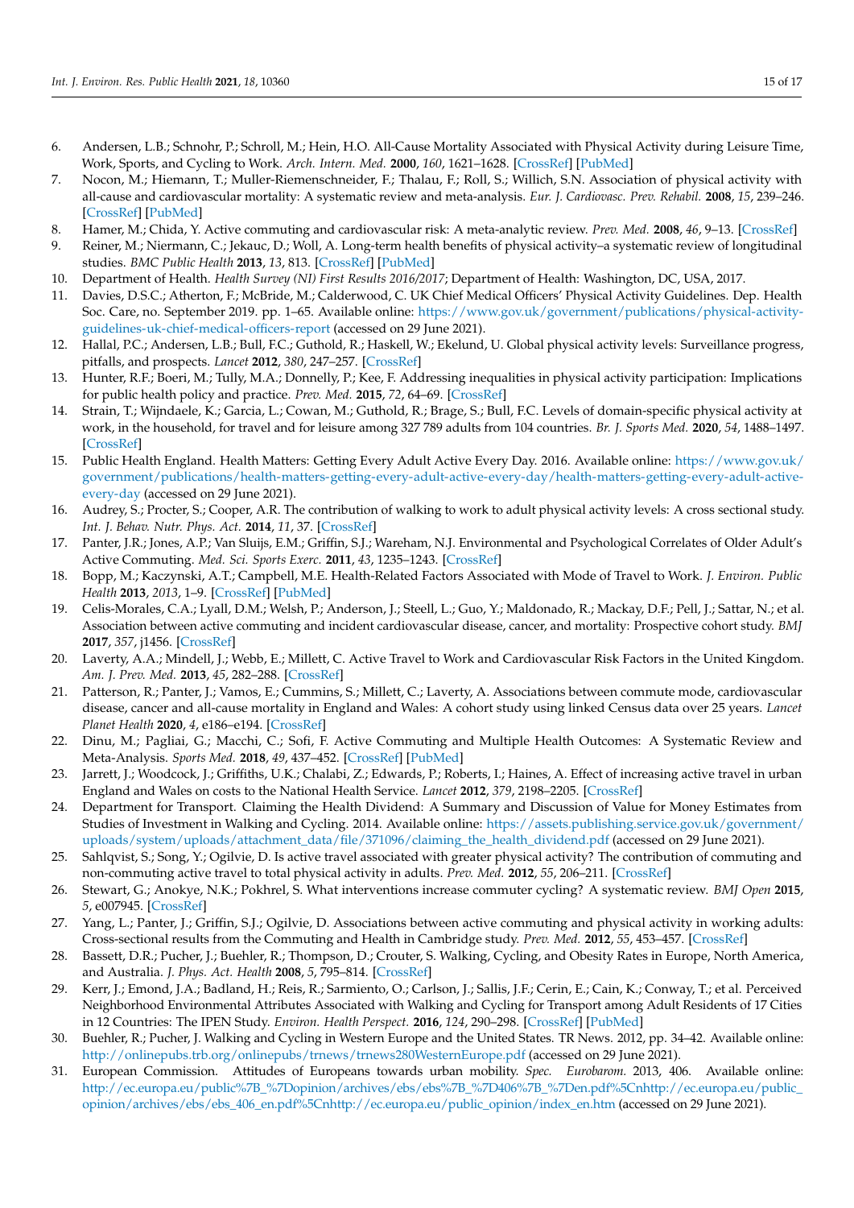6. Andersen, L.B.; Schnohr, P.; Schroll, M.; Hein, H.O. All-Cause Mortality Associated with Physical Activity during Leisure Time, Work, Sports, and Cycling to Work. *Arch. Intern. Med.* **2000**, *160*, 1621–1628. [CrossRef] [PubMed]
7. Nocon, M.; Hiemann, T.; Muller-Riemenschneider, F.; Thalau, F.; Roll, S.; Willich, S.N. Association of physical activity with all-cause and cardiovascular mortality: A systematic review and meta-analysis. *Eur. J. Cardiovasc. Prev. Rehabil.* **2008**, *15*, 239–246. [CrossRef] [PubMed]
8. Hamer, M.; Chida, Y. Active commuting and cardiovascular risk: A meta-analytic review. *Prev. Med.* **2008**, *46*, 9–13. [CrossRef]
9. Reiner, M.; Niermann, C.; Jekauc, D.; Woll, A. Long-term health benefits of physical activity–a systematic review of longitudinal studies. *BMC Public Health* **2013**, *13*, 813. [CrossRef] [PubMed]
10. Department of Health. *Health Survey (NI) First Results 2016/2017*; Department of Health: Washington, DC, USA, 2017.
11. Davies, D.S.C.; Atherton, F.; McBride, M.; Calderwood, C. UK Chief Medical Officers' Physical Activity Guidelines. Dep. Health Soc. Care, no. September 2019. pp. 1–65. Available online: https://www.gov.uk/government/publications/physical-activity-guidelines-uk-chief-medical-officers-report (accessed on 29 June 2021).
12. Hallal, P.C.; Andersen, L.B.; Bull, F.C.; Guthold, R.; Haskell, W.; Ekelund, U. Global physical activity levels: Surveillance progress, pitfalls, and prospects. *Lancet* **2012**, *380*, 247–257. [CrossRef]
13. Hunter, R.F.; Boeri, M.; Tully, M.A.; Donnelly, P.; Kee, F. Addressing inequalities in physical activity participation: Implications for public health policy and practice. *Prev. Med.* **2015**, *72*, 64–69. [CrossRef]
14. Strain, T.; Wijndaele, K.; Garcia, L.; Cowan, M.; Guthold, R.; Brage, S.; Bull, F.C. Levels of domain-specific physical activity at work, in the household, for travel and for leisure among 327 789 adults from 104 countries. *Br. J. Sports Med.* **2020**, *54*, 1488–1497. [CrossRef]
15. Public Health England. Health Matters: Getting Every Adult Active Every Day. 2016. Available online: https://www.gov.uk/government/publications/health-matters-getting-every-adult-active-every-day/health-matters-getting-every-adult-active-every-day (accessed on 29 June 2021).
16. Audrey, S.; Procter, S.; Cooper, A.R. The contribution of walking to work to adult physical activity levels: A cross sectional study. *Int. J. Behav. Nutr. Phys. Act.* **2014**, *11*, 37. [CrossRef]
17. Panter, J.R.; Jones, A.P.; Van Sluijs, E.M.; Griffin, S.J.; Wareham, N.J. Environmental and Psychological Correlates of Older Adult's Active Commuting. *Med. Sci. Sports Exerc.* **2011**, *43*, 1235–1243. [CrossRef]
18. Bopp, M.; Kaczynski, A.T.; Campbell, M.E. Health-Related Factors Associated with Mode of Travel to Work. *J. Environ. Public Health* **2013**, *2013*, 1–9. [CrossRef] [PubMed]
19. Celis-Morales, C.A.; Lyall, D.M.; Welsh, P.; Anderson, J.; Steell, L.; Guo, Y.; Maldonado, R.; Mackay, D.F.; Pell, J.; Sattar, N.; et al. Association between active commuting and incident cardiovascular disease, cancer, and mortality: Prospective cohort study. *BMJ* **2017**, *357*, j1456. [CrossRef]
20. Laverty, A.A.; Mindell, J.; Webb, E.; Millett, C. Active Travel to Work and Cardiovascular Risk Factors in the United Kingdom. *Am. J. Prev. Med.* **2013**, *45*, 282–288. [CrossRef]
21. Patterson, R.; Panter, J.; Vamos, E.; Cummins, S.; Millett, C.; Laverty, A. Associations between commute mode, cardiovascular disease, cancer and all-cause mortality in England and Wales: A cohort study using linked Census data over 25 years. *Lancet Planet Health* **2020**, *4*, e186–e194. [CrossRef]
22. Dinu, M.; Pagliai, G.; Macchi, C.; Sofi, F. Active Commuting and Multiple Health Outcomes: A Systematic Review and Meta-Analysis. *Sports Med.* **2018**, *49*, 437–452. [CrossRef] [PubMed]
23. Jarrett, J.; Woodcock, J.; Griffiths, U.K.; Chalabi, Z.; Edwards, P.; Roberts, I.; Haines, A. Effect of increasing active travel in urban England and Wales on costs to the National Health Service. *Lancet* **2012**, *379*, 2198–2205. [CrossRef]
24. Department for Transport. Claiming the Health Dividend: A Summary and Discussion of Value for Money Estimates from Studies of Investment in Walking and Cycling. 2014. Available online: https://assets.publishing.service.gov.uk/government/uploads/system/uploads/attachment_data/file/371096/claiming_the_health_dividend.pdf (accessed on 29 June 2021).
25. Sahlqvist, S.; Song, Y.; Ogilvie, D. Is active travel associated with greater physical activity? The contribution of commuting and non-commuting active travel to total physical activity in adults. *Prev. Med.* **2012**, *55*, 206–211. [CrossRef]
26. Stewart, G.; Anokye, N.K.; Pokhrel, S. What interventions increase commuter cycling? A systematic review. *BMJ Open* **2015**, *5*, e007945. [CrossRef]
27. Yang, L.; Panter, J.; Griffin, S.J.; Ogilvie, D. Associations between active commuting and physical activity in working adults: Cross-sectional results from the Commuting and Health in Cambridge study. *Prev. Med.* **2012**, *55*, 453–457. [CrossRef]
28. Bassett, D.R.; Pucher, J.; Buehler, R.; Thompson, D.; Crouter, S. Walking, Cycling, and Obesity Rates in Europe, North America, and Australia. *J. Phys. Act. Health* **2008**, *5*, 795–814. [CrossRef]
29. Kerr, J.; Emond, J.A.; Badland, H.; Reis, R.; Sarmiento, O.; Carlson, J.; Sallis, J.F.; Cerin, E.; Cain, K.; Conway, T.; et al. Perceived Neighborhood Environmental Attributes Associated with Walking and Cycling for Transport among Adult Residents of 17 Cities in 12 Countries: The IPEN Study. *Environ. Health Perspect.* **2016**, *124*, 290–298. [CrossRef] [PubMed]
30. Buehler, R.; Pucher, J. Walking and Cycling in Western Europe and the United States. TR News. 2012, pp. 34–42. Available online: http://onlinepubs.trb.org/onlinepubs/trnews/trnews280WesternEurope.pdf (accessed on 29 June 2021).
31. European Commission. Attitudes of Europeans towards urban mobility. *Spec. Eurobarom.* 2013, 406. Available online: http://ec.europa.eu/public%7B_%7Dopinion/archives/ebs/ebs%7B_%7D406%7B_%7Den.pdf%5Cnhttp://ec.europa.eu/public_opinion/archives/ebs/ebs_406_en.pdf%5Cnhttp://ec.europa.eu/public_opinion/index_en.htm (accessed on 29 June 2021).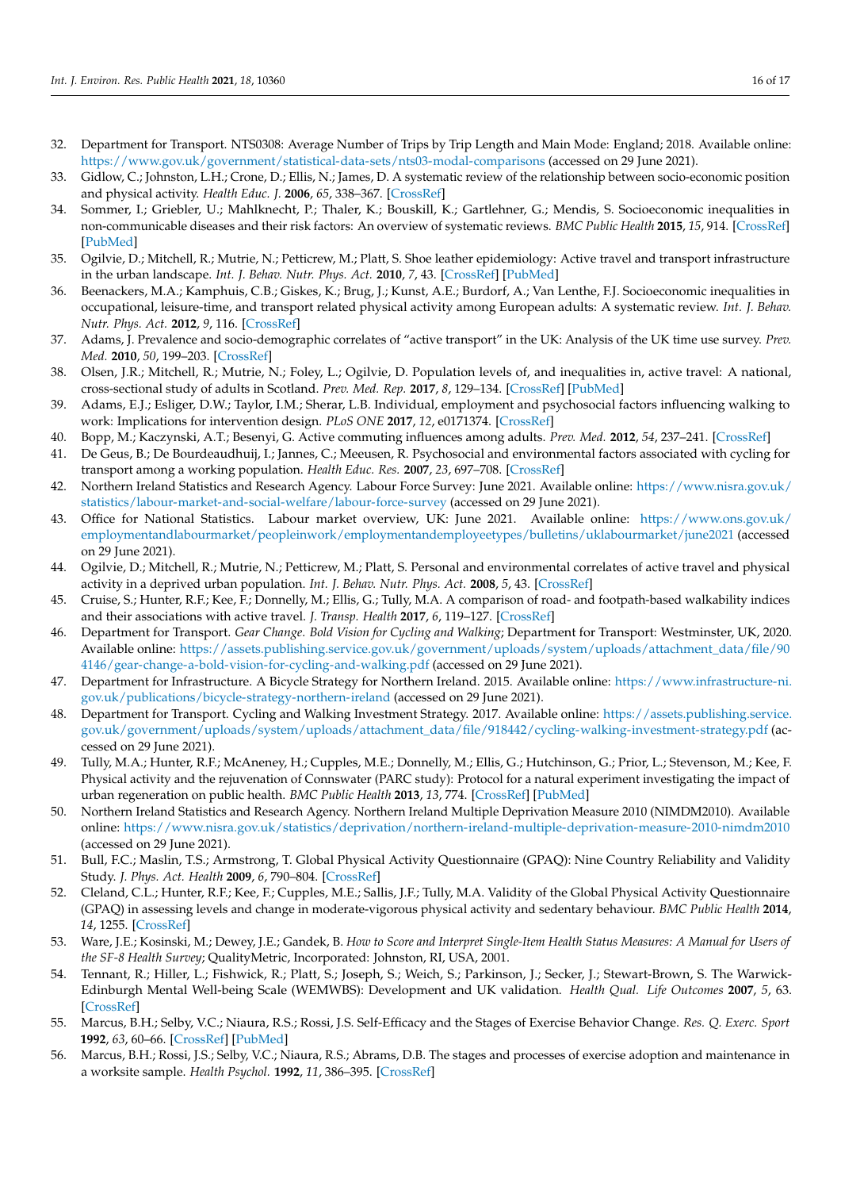32. Department for Transport. NTS0308: Average Number of Trips by Trip Length and Main Mode: England; 2018. Available online: https://www.gov.uk/government/statistical-data-sets/nts03-modal-comparisons (accessed on 29 June 2021).
33. Gidlow, C.; Johnston, L.H.; Crone, D.; Ellis, N.; James, D. A systematic review of the relationship between socio-economic position and physical activity. *Health Educ. J.* **2006**, *65*, 338–367. [CrossRef]
34. Sommer, I.; Griebler, U.; Mahlknecht, P.; Thaler, K.; Bouskill, K.; Gartlehner, G.; Mendis, S. Socioeconomic inequalities in non-communicable diseases and their risk factors: An overview of systematic reviews. *BMC Public Health* **2015**, *15*, 914. [CrossRef] [PubMed]
35. Ogilvie, D.; Mitchell, R.; Mutrie, N.; Petticrew, M.; Platt, S. Shoe leather epidemiology: Active travel and transport infrastructure in the urban landscape. *Int. J. Behav. Nutr. Phys. Act.* **2010**, *7*, 43. [CrossRef] [PubMed]
36. Beenackers, M.A.; Kamphuis, C.B.; Giskes, K.; Brug, J.; Kunst, A.E.; Burdorf, A.; Van Lenthe, F.J. Socioeconomic inequalities in occupational, leisure-time, and transport related physical activity among European adults: A systematic review. *Int. J. Behav. Nutr. Phys. Act.* **2012**, *9*, 116. [CrossRef]
37. Adams, J. Prevalence and socio-demographic correlates of "active transport" in the UK: Analysis of the UK time use survey. *Prev. Med.* **2010**, *50*, 199–203. [CrossRef]
38. Olsen, J.R.; Mitchell, R.; Mutrie, N.; Foley, L.; Ogilvie, D. Population levels of, and inequalities in, active travel: A national, cross-sectional study of adults in Scotland. *Prev. Med. Rep.* **2017**, *8*, 129–134. [CrossRef] [PubMed]
39. Adams, E.J.; Esliger, D.W.; Taylor, I.M.; Sherar, L.B. Individual, employment and psychosocial factors influencing walking to work: Implications for intervention design. *PLoS ONE* **2017**, *12*, e0171374. [CrossRef]
40. Bopp, M.; Kaczynski, A.T.; Besenyi, G. Active commuting influences among adults. *Prev. Med.* **2012**, *54*, 237–241. [CrossRef]
41. De Geus, B.; De Bourdeaudhuij, I.; Jannes, C.; Meeusen, R. Psychosocial and environmental factors associated with cycling for transport among a working population. *Health Educ. Res.* **2007**, *23*, 697–708. [CrossRef]
42. Northern Ireland Statistics and Research Agency. Labour Force Survey: June 2021. Available online: https://www.nisra.gov.uk/statistics/labour-market-and-social-welfare/labour-force-survey (accessed on 29 June 2021).
43. Office for National Statistics. Labour market overview, UK: June 2021. Available online: https://www.ons.gov.uk/employmentandlabourmarket/peopleinwork/employmentandemployeetypes/bulletins/uklabourmarket/june2021 (accessed on 29 June 2021).
44. Ogilvie, D.; Mitchell, R.; Mutrie, N.; Petticrew, M.; Platt, S. Personal and environmental correlates of active travel and physical activity in a deprived urban population. *Int. J. Behav. Nutr. Phys. Act.* **2008**, *5*, 43. [CrossRef]
45. Cruise, S.; Hunter, R.F.; Kee, F.; Donnelly, M.; Ellis, G.; Tully, M.A. A comparison of road- and footpath-based walkability indices and their associations with active travel. *J. Transp. Health* **2017**, *6*, 119–127. [CrossRef]
46. Department for Transport. *Gear Change. Bold Vision for Cycling and Walking*; Department for Transport: Westminster, UK, 2020. Available online: https://assets.publishing.service.gov.uk/government/uploads/system/uploads/attachment_data/file/904146/gear-change-a-bold-vision-for-cycling-and-walking.pdf (accessed on 29 June 2021).
47. Department for Infrastructure. A Bicycle Strategy for Northern Ireland. 2015. Available online: https://www.infrastructure-ni.gov.uk/publications/bicycle-strategy-northern-ireland (accessed on 29 June 2021).
48. Department for Transport. Cycling and Walking Investment Strategy. 2017. Available online: https://assets.publishing.service.gov.uk/government/uploads/system/uploads/attachment_data/file/918442/cycling-walking-investment-strategy.pdf (accessed on 29 June 2021).
49. Tully, M.A.; Hunter, R.F.; McAneney, H.; Cupples, M.E.; Donnelly, M.; Ellis, G.; Hutchinson, G.; Prior, L.; Stevenson, M.; Kee, F. Physical activity and the rejuvenation of Connswater (PARC study): Protocol for a natural experiment investigating the impact of urban regeneration on public health. *BMC Public Health* **2013**, *13*, 774. [CrossRef] [PubMed]
50. Northern Ireland Statistics and Research Agency. Northern Ireland Multiple Deprivation Measure 2010 (NIMDM2010). Available online: https://www.nisra.gov.uk/statistics/deprivation/northern-ireland-multiple-deprivation-measure-2010-nimdm2010 (accessed on 29 June 2021).
51. Bull, F.C.; Maslin, T.S.; Armstrong, T. Global Physical Activity Questionnaire (GPAQ): Nine Country Reliability and Validity Study. *J. Phys. Act. Health* **2009**, *6*, 790–804. [CrossRef]
52. Cleland, C.L.; Hunter, R.F.; Kee, F.; Cupples, M.E.; Sallis, J.F.; Tully, M.A. Validity of the Global Physical Activity Questionnaire (GPAQ) in assessing levels and change in moderate-vigorous physical activity and sedentary behaviour. *BMC Public Health* **2014**, *14*, 1255. [CrossRef]
53. Ware, J.E.; Kosinski, M.; Dewey, J.E.; Gandek, B. *How to Score and Interpret Single-Item Health Status Measures: A Manual for Users of the SF-8 Health Survey*; QualityMetric, Incorporated: Johnston, RI, USA, 2001.
54. Tennant, R.; Hiller, L.; Fishwick, R.; Platt, S.; Joseph, S.; Weich, S.; Parkinson, J.; Secker, J.; Stewart-Brown, S. The Warwick-Edinburgh Mental Well-being Scale (WEMWBS): Development and UK validation. *Health Qual. Life Outcomes* **2007**, *5*, 63. [CrossRef]
55. Marcus, B.H.; Selby, V.C.; Niaura, R.S.; Rossi, J.S. Self-Efficacy and the Stages of Exercise Behavior Change. *Res. Q. Exerc. Sport* **1992**, *63*, 60–66. [CrossRef] [PubMed]
56. Marcus, B.H.; Rossi, J.S.; Selby, V.C.; Niaura, R.S.; Abrams, D.B. The stages and processes of exercise adoption and maintenance in a worksite sample. *Health Psychol.* **1992**, *11*, 386–395. [CrossRef]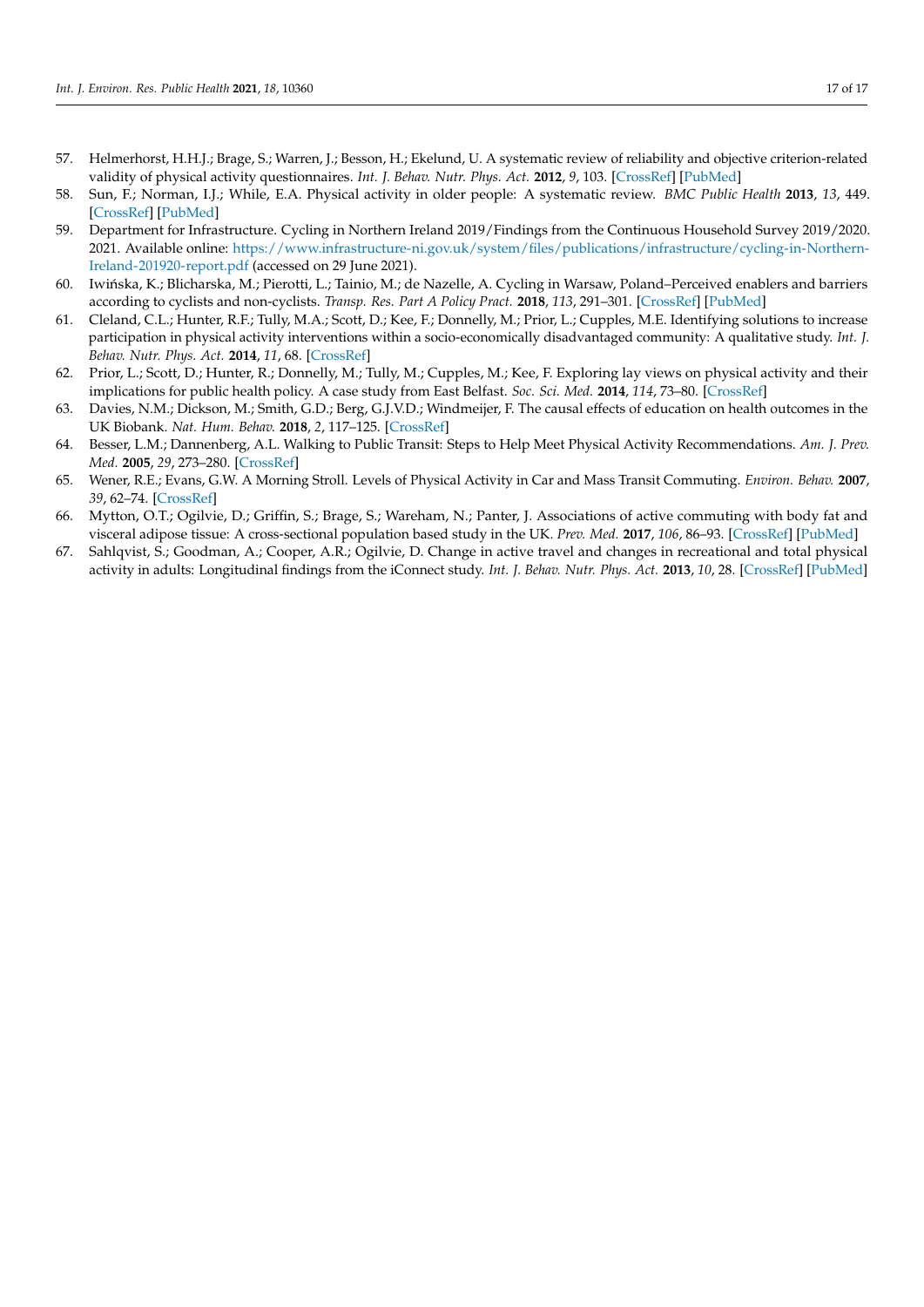57. Helmerhorst, H.H.J.; Brage, S.; Warren, J.; Besson, H.; Ekelund, U. A systematic review of reliability and objective criterion-related validity of physical activity questionnaires. *Int. J. Behav. Nutr. Phys. Act.* **2012**, *9*, 103. [CrossRef] [PubMed]
58. Sun, F.; Norman, I.J.; While, E.A. Physical activity in older people: A systematic review. *BMC Public Health* **2013**, *13*, 449. [CrossRef] [PubMed]
59. Department for Infrastructure. Cycling in Northern Ireland 2019/Findings from the Continuous Household Survey 2019/2020. 2021. Available online: https://www.infrastructure-ni.gov.uk/system/files/publications/infrastructure/cycling-in-Northern-Ireland-201920-report.pdf (accessed on 29 June 2021).
60. Iwińska, K.; Blicharska, M.; Pierotti, L.; Tainio, M.; de Nazelle, A. Cycling in Warsaw, Poland–Perceived enablers and barriers according to cyclists and non-cyclists. *Transp. Res. Part A Policy Pract.* **2018**, *113*, 291–301. [CrossRef] [PubMed]
61. Cleland, C.L.; Hunter, R.F.; Tully, M.A.; Scott, D.; Kee, F.; Donnelly, M.; Prior, L.; Cupples, M.E. Identifying solutions to increase participation in physical activity interventions within a socio-economically disadvantaged community: A qualitative study. *Int. J. Behav. Nutr. Phys. Act.* **2014**, *11*, 68. [CrossRef]
62. Prior, L.; Scott, D.; Hunter, R.; Donnelly, M.; Tully, M.; Cupples, M.; Kee, F. Exploring lay views on physical activity and their implications for public health policy. A case study from East Belfast. *Soc. Sci. Med.* **2014**, *114*, 73–80. [CrossRef]
63. Davies, N.M.; Dickson, M.; Smith, G.D.; Berg, G.J.V.D.; Windmeijer, F. The causal effects of education on health outcomes in the UK Biobank. *Nat. Hum. Behav.* **2018**, *2*, 117–125. [CrossRef]
64. Besser, L.M.; Dannenberg, A.L. Walking to Public Transit: Steps to Help Meet Physical Activity Recommendations. *Am. J. Prev. Med.* **2005**, *29*, 273–280. [CrossRef]
65. Wener, R.E.; Evans, G.W. A Morning Stroll. Levels of Physical Activity in Car and Mass Transit Commuting. *Environ. Behav.* **2007**, *39*, 62–74. [CrossRef]
66. Mytton, O.T.; Ogilvie, D.; Griffin, S.; Brage, S.; Wareham, N.; Panter, J. Associations of active commuting with body fat and visceral adipose tissue: A cross-sectional population based study in the UK. *Prev. Med.* **2017**, *106*, 86–93. [CrossRef] [PubMed]
67. Sahlqvist, S.; Goodman, A.; Cooper, A.R.; Ogilvie, D. Change in active travel and changes in recreational and total physical activity in adults: Longitudinal findings from the iConnect study. *Int. J. Behav. Nutr. Phys. Act.* **2013**, *10*, 28. [CrossRef] [PubMed]